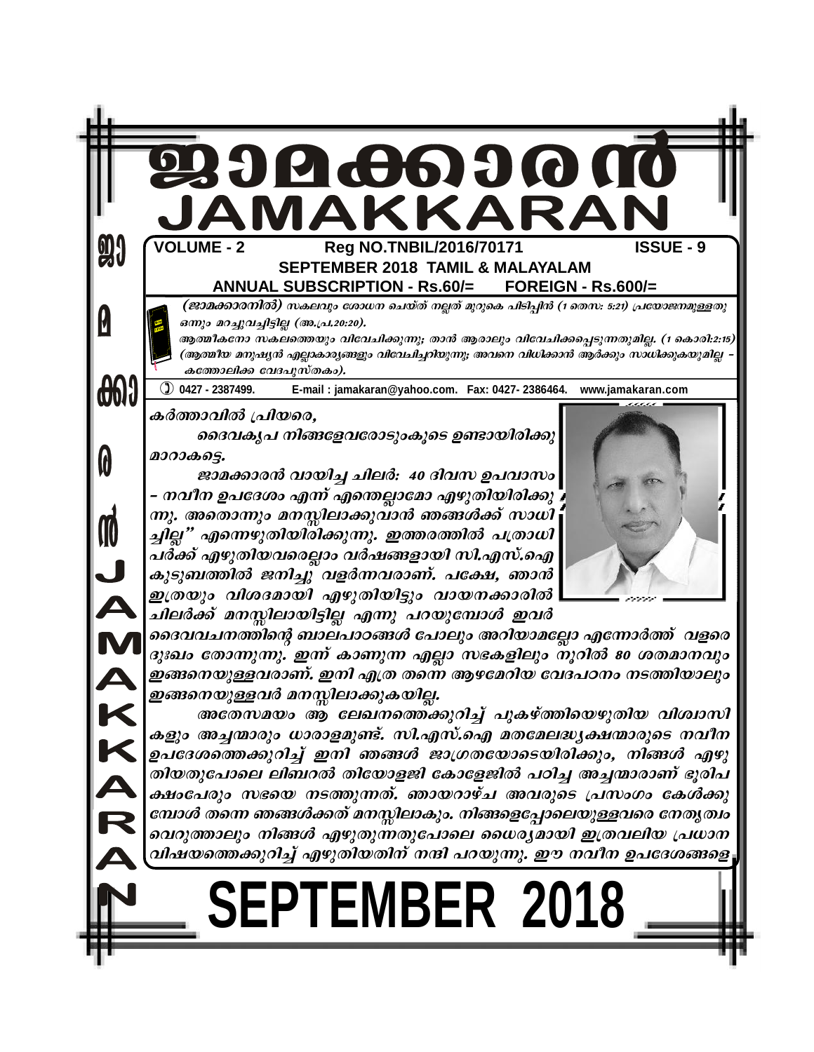# ജാമക്കാരൻ
# JAMAKKARAN

**VOLUME - 2** **Reg NO.TNBIL/2016/70171** **ISSUE - 9**

**SEPTEMBER 2018 TAMIL & MALAYALAM**

**ANNUAL SUBSCRIPTION - Rs.60/= FOREIGN - Rs.600/=**

*(ജാമക്കാരനിൽ) സകലവും ശോധന ചെയ്ത് നല്ലത് മുറുകെ പിടിപ്പിൻ (1 തെസ: 5:21) പ്രയോജനമുള്ളതു ഒന്നും മറച്ചുവച്ചിട്ടില്ല (അ.പ്ര.20:20).*

*ആത്മികനോ സകലത്തെയും വിവേചിക്കുന്നു; താൻ ആരാലും വിവേചിക്കപ്പെടുന്നതുമില്ല. (1 കൊരി:2:15) (ആത്മീയ മനുഷ്യൻ എല്ലാകാര്യങ്ങളും വിവേചിച്ചറിയുന്നു; അവനെ വിധിക്കാൻ ആർക്കും സാധിക്കുകയുമില്ല – കത്തോലിക്ക വേദപുസ്തകം).*

0427 - 2387499. E-mail : jamakaran@yahoo.com. Fax: 0427- 2386464. www.jamakaran.com

*കർത്താവിൽ പ്രിയരെ,*

*ദൈവകൃപ നിങ്ങളേവരോടുംകൂടെ ഉണ്ടായിരിക്കുമാറാകട്ടെ.*

*ജാമക്കാരൻ വായിച്ച ചിലർ: 40 ദിവസ ഉപവാസം – നവീന ഉപദേശം എന്ന് എന്തെല്ലാമോ എഴുതിയിരിക്കുന്നു. അതൊന്നും മനസ്സിലാക്കുവാൻ ഞങ്ങൾക്ക് സാധിച്ചില്ല" എന്നെഴുതിയിരിക്കുന്നു. ഇത്തരത്തിൽ പത്രാധിപർക്ക് എഴുതിയവരെല്ലാം വർഷങ്ങളായി സി.എസ്.ഐ കുടുബത്തിൽ ജനിച്ചു വളർന്നവരാണ്. പക്ഷേ, ഞാൻ ഇത്രയും വിശദമായി എഴുതിയിട്ടും വായനക്കാരിൽ ചിലർക്ക് മനസ്സിലായിട്ടില്ല എന്നു പറയുമ്പോൾ ഇവർ ദൈവവചനത്തിന്റെ ബാലപാഠങ്ങൾ പോലും അറിയാമല്ലോ എന്നോർത്ത് വളരെ ദുഃഖം തോന്നുന്നു. ഇന്ന് കാണുന്ന എല്ലാ സഭകളിലും നൂറിൽ 80 ശതമാനവും ഇങ്ങനെയുള്ളവരാണ്. ഇനി എത്ര തന്നെ ആഴമേറിയ വേദപഠനം നടത്തിയാലും ഇങ്ങനെയുള്ളവർ മനസ്സിലാക്കുകയില്ല.*

*അതേസമയം ആ ലേഖനത്തെക്കുറിച്ച് പുകഴ്ത്തിയെഴുതിയ വിശ്വാസികളും അച്ചന്മാരും ധാരാളമുണ്ട്. സി.എസ്.ഐ മതമേലദ്ധ്യക്ഷന്മാരുടെ നവീന ഉപദേശത്തെക്കുറിച്ച് ഇനി ഞങ്ങൾ ജാഗ്രതയോടെയിരിക്കും, നിങ്ങൾ എഴുതിയതുപോലെ ലിബറൽ തിയോളജി കോളേജിൽ പഠിച്ച അച്ചന്മാരാണ് ഭൂരിപക്ഷംപേരും സഭയെ നടത്തുന്നത്. ഞായറാഴ്ച അവരുടെ പ്രസംഗം കേൾക്കുമ്പോൾ തന്നെ ഞങ്ങൾക്കത് മനസ്സിലാകും. നിങ്ങളെപ്പോലെയുള്ളവരെ നേതൃത്വം വെറുത്താലും നിങ്ങൾ എഴുതുന്നതുപോലെ ധൈര്യമായി ഇത്രവലിയ പ്രധാന വിഷയത്തെക്കുറിച്ച് എഴുതിയതിന് നന്ദി പറയുന്നു. ഈ നവീന ഉപദേശങ്ങളെ*

# SEPTEMBER 2018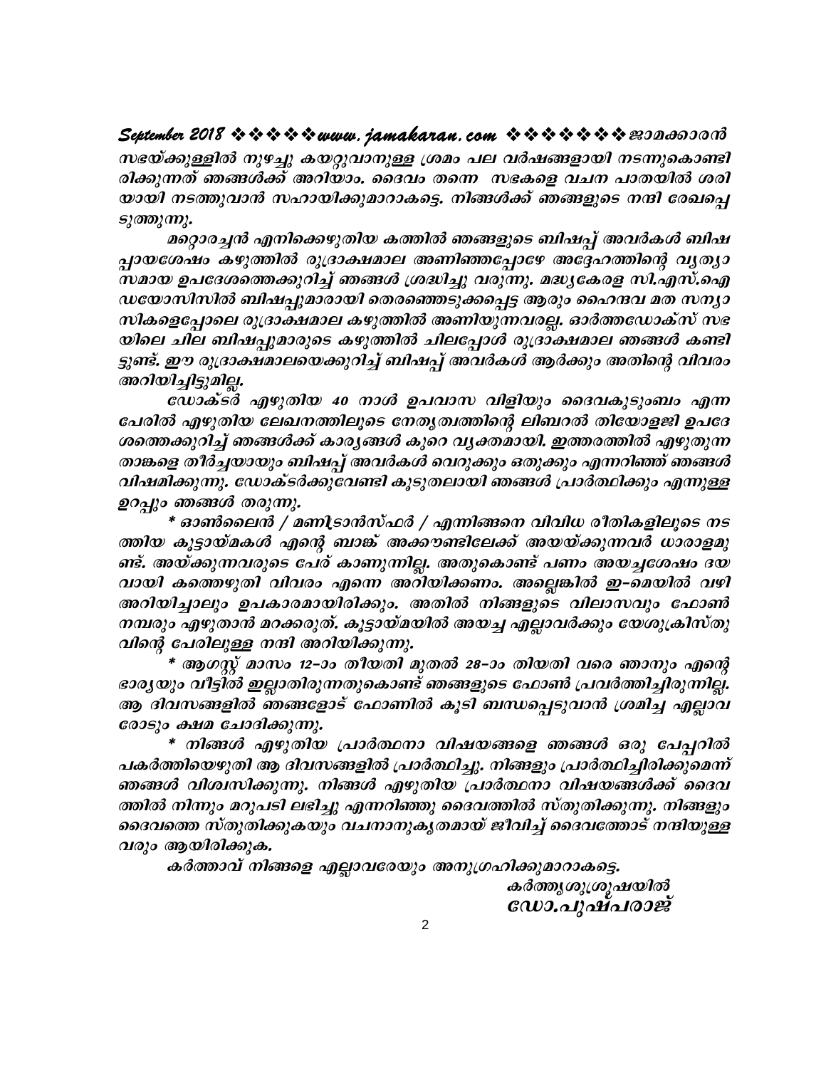*സഭയ്ക്കുള്ളിൽ നുഴച്ചു കയറ്റുവാനുള്ള ശ്രമം പല വർഷങ്ങളായി നടന്നുകൊണ്ടിരിക്കുന്നത് ഞങ്ങൾക്ക് അറിയാം. ദൈവം തന്നെ സഭകളെ വചന പാതയിൽ ശരിയായി നടത്തുവാൻ സഹായിക്കുമാറാകട്ടെ. നിങ്ങൾക്ക് ഞങ്ങളുടെ നന്ദി രേഖപ്പെടുത്തുന്നു.*

*മറ്റൊരച്ചൻ എനിക്കെഴുതിയ കത്തിൽ ഞങ്ങളുടെ ബിഷപ്പ് അവർകൾ ബിഷപ്പായശേഷം കഴുത്തിൽ രുദ്രാക്ഷമാല അണിഞ്ഞപ്പോഴേ അദ്ദേഹത്തിന്റെ വ്യത്യാസമായ ഉപദേശത്തെക്കുറിച്ച് ഞങ്ങൾ ശ്രദ്ധിച്ചു വരുന്നു. മദ്ധ്യകേരള സി.എസ്.ഐ ഡയോസിസിൽ ബിഷപ്പുമാരായി തെരഞ്ഞെടുക്കപ്പെട്ട ആരും ഹൈന്ദവ മത സന്യാസികളെപ്പോലെ രുദ്രാക്ഷമാല കഴുത്തിൽ അണിയുന്നവരല്ല. ഓർത്തഡോക്സ് സഭയിലെ ചില ബിഷപ്പുമാരുടെ കഴുത്തിൽ ചിലപ്പോൾ രുദ്രാക്ഷമാല ഞങ്ങൾ കണ്ടിട്ടുണ്ട്. ഈ രുദ്രാക്ഷമാലയെക്കുറിച്ച് ബിഷപ്പ് അവർകൾ ആർക്കും അതിന്റെ വിവരം അറിയിച്ചിട്ടുമില്ല.*

*ഡോക്ടർ എഴുതിയ 40 നാൾ ഉപവാസ വിളിയും ദൈവകുടുംബം എന്ന പേരിൽ എഴുതിയ ലേഖനത്തിലൂടെ നേതൃത്വത്തിന്റെ ലിബറൽ തിയോളജി ഉപദേശത്തെക്കുറിച്ച് ഞങ്ങൾക്ക് കാര്യങ്ങൾ കുറെ വ്യക്തമായി. ഇത്തരത്തിൽ എഴുതുന്ന താങ്കളെ തീർച്ചയായും ബിഷപ്പ് അവർകൾ വെറുക്കും ഒതുക്കും എന്നറിഞ്ഞ് ഞങ്ങൾ വിഷമിക്കുന്നു. ഡോക്ടർക്കുവേണ്ടി കൂടുതലായി ഞങ്ങൾ പ്രാർത്ഥിക്കും എന്നുള്ള ഉറപ്പും ഞങ്ങൾ തരുന്നു.*

*\* ഓൺലൈൻ / മണിട്രാൻസ്ഫർ / എന്നിങ്ങനെ വിവിധ രീതികളിലൂടെ നടത്തിയ കൂട്ടായ്മകൾ എന്റെ ബാങ്ക് അക്കൗണ്ടിലേക്ക് അയയ്ക്കുന്നവർ ധാരാളമുണ്ട്. അയ്ക്കുന്നവരുടെ പേര് കാണുന്നില്ല. അതുകൊണ്ട് പണം അയച്ചശേഷം ദയവായി കത്തെഴുതി വിവരം എന്നെ അറിയിക്കണം. അല്ലെങ്കിൽ ഇ-മെയിൽ വഴി അറിയിച്ചാലും ഉപകാരമായിരിക്കും. അതിൽ നിങ്ങളുടെ വിലാസവും ഫോൺ നമ്പരും എഴുതാൻ മറക്കരുത്. കൂട്ടായ്മയിൽ അയച്ച എല്ലാവർക്കും യേശുക്രിസ്തുവിന്റെ പേരിലുള്ള നന്ദി അറിയിക്കുന്നു.*

*\* ആഗസ്റ്റ് മാസം 12-ാം തീയതി മുതൽ 28-ാം തിയതി വരെ ഞാനും എന്റെ ഭാര്യയും വീട്ടിൽ ഇല്ലാതിരുന്നതുകൊണ്ട് ഞങ്ങളുടെ ഫോൺ പ്രവർത്തിച്ചിരുന്നില്ല. ആ ദിവസങ്ങളിൽ ഞങ്ങളോട് ഫോണിൽ കൂടി ബന്ധപ്പെടുവാൻ ശ്രമിച്ച എല്ലാവരോടും ക്ഷമ ചോദിക്കുന്നു.*

*\* നിങ്ങൾ എഴുതിയ പ്രാർത്ഥനാ വിഷയങ്ങളെ ഞങ്ങൾ ഒരു പേപ്പറിൽ പകർത്തിയെഴുതി ആ ദിവസങ്ങളിൽ പ്രാർത്ഥിച്ചു. നിങ്ങളും പ്രാർത്ഥിച്ചിരിക്കുമെന്ന് ഞങ്ങൾ വിശ്വസിക്കുന്നു. നിങ്ങൾ എഴുതിയ പ്രാർത്ഥനാ വിഷയങ്ങൾക്ക് ദൈവത്തിൽ നിന്നും മറുപടി ലഭിച്ചു എന്നറിഞ്ഞു ദൈവത്തിൽ സ്തുതിക്കുന്നു. നിങ്ങളും ദൈവത്തെ സ്തുതിക്കുകയും വചനാനുകൃതമായ് ജീവിച്ച് ദൈവത്തോട് നന്ദിയുള്ളവരും ആയിരിക്കുക.*

*കർത്താവ് നിങ്ങളെ എല്ലാവരേയും അനുഗ്രഹിക്കുമാറാകട്ടെ.*

*കർത്തൃശുശ്രൂഷയിൽ*
***ഡോ.പുഷ്പരാജ്***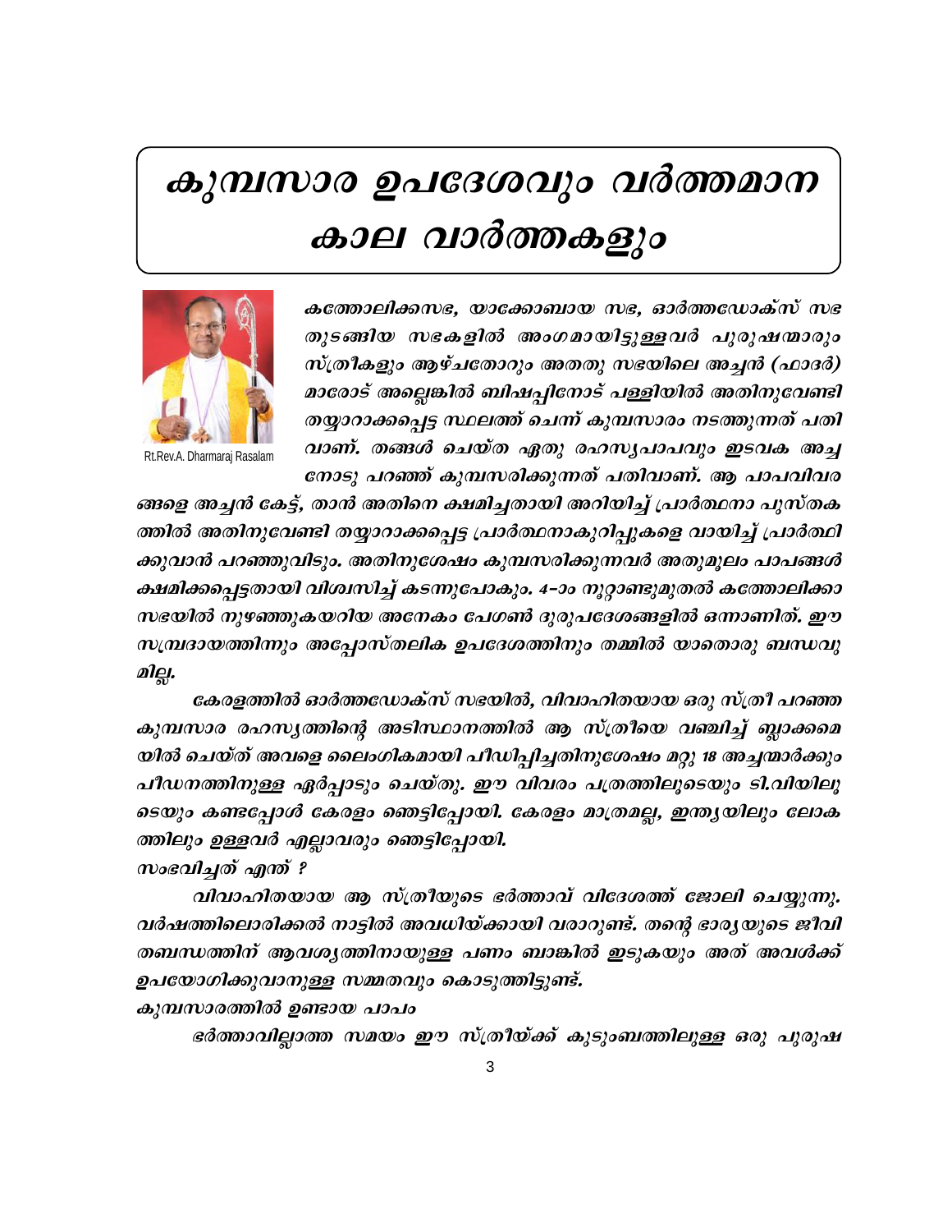# കുമ്പസാര ഉപദേശവും വർത്തമാന കാല വാർത്തകളും

Rt.Rev.A. Dharmaraj Rasalam

*കത്തോലിക്കസഭ, യാക്കോബായ സഭ, ഓർത്തഡോക്സ് സഭ തുടങ്ങിയ സഭകളിൽ അംഗമായിട്ടുള്ളവർ പുരുഷന്മാരും സ്ത്രീകളും ആഴ്ചതോറും അതതു സഭയിലെ അച്ചൻ (ഫാദർ) മാരോട് അല്ലെങ്കിൽ ബിഷപ്പിനോട് പള്ളിയിൽ അതിനുവേണ്ടി തയ്യാറാക്കപ്പെട്ട സ്ഥലത്ത് ചെന്ന് കുമ്പസാരം നടത്തുന്നത് പതിവാണ്. തങ്ങൾ ചെയ്ത ഏതു രഹസ്യപാപവും ഇടവക അച്ചനോടു പറഞ്ഞ് കുമ്പസരിക്കുന്നത് പതിവാണ്. ആ പാപവിവരങ്ങളെ അച്ചൻ കേട്ട്, താൻ അതിനെ ക്ഷമിച്ചതായി അറിയിച്ച് പ്രാർത്ഥനാ പുസ്തകത്തിൽ അതിനുവേണ്ടി തയ്യാറാക്കപ്പെട്ട പ്രാർത്ഥനാകുറിപ്പുകളെ വായിച്ച് പ്രാർത്ഥിക്കുവാൻ പറഞ്ഞുവിടും. അതിനുശേഷം കുമ്പസരിക്കുന്നവർ അതുമൂലം പാപങ്ങൾ ക്ഷമിക്കപ്പെട്ടതായി വിശ്വസിച്ച് കടന്നുപോകും. 4-ാം നൂറ്റാണ്ടുമുതൽ കത്തോലിക്കാ സഭയിൽ നുഴഞ്ഞുകയറിയ അനേകം പേഗൺ ദുരുപദേശങ്ങളിൽ ഒന്നാണിത്. ഈ സമ്പ്രദായത്തിന്നും അപ്പോസ്തലിക ഉപദേശത്തിനും തമ്മിൽ യാതൊരു ബന്ധവുമില്ല.*

*കേരളത്തിൽ ഓർത്തഡോക്സ് സഭയിൽ, വിവാഹിതയായ ഒരു സ്ത്രീ പറഞ്ഞ കുമ്പസാര രഹസ്യത്തിന്റെ അടിസ്ഥാനത്തിൽ ആ സ്ത്രീയെ വഞ്ചിച്ച് ബ്ലാക്കമെയിൽ ചെയ്ത് അവളെ ലൈംഗികമായി പീഡിപ്പിച്ചതിനുശേഷം മറ്റു 18 അച്ചന്മാർക്കും പീഡനത്തിനുള്ള ഏർപ്പാടും ചെയ്തു. ഈ വിവരം പത്രത്തിലൂടെയും ടി.വിയിലൂടെയും കണ്ടപ്പോൾ കേരളം ഞെട്ടിപ്പോയി. കേരളം മാത്രമല്ല, ഇന്ത്യയിലും ലോകത്തിലും ഉള്ളവർ എല്ലാവരും ഞെട്ടിപ്പോയി.*

***സംഭവിച്ചത് എന്ത് ?***

*വിവാഹിതയായ ആ സ്ത്രീയുടെ ഭർത്താവ് വിദേശത്ത് ജോലി ചെയ്യുന്നു. വർഷത്തിലൊരിക്കൽ നാട്ടിൽ അവധിയ്ക്കായി വരാറുണ്ട്. തന്റെ ഭാര്യയുടെ ജീവിതബന്ധത്തിന് ആവശ്യത്തിനായുള്ള പണം ബാങ്കിൽ ഇടുകയും അത് അവൾക്ക് ഉപയോഗിക്കുവാനുള്ള സമ്മതവും കൊടുത്തിട്ടുണ്ട്.*

***കുമ്പസാരത്തിൽ ഉണ്ടായ പാപം***

*ഭർത്താവില്ലാത്ത സമയം ഈ സ്ത്രീയ്ക്ക് കുടുംബത്തിലുള്ള ഒരു പുരുഷ*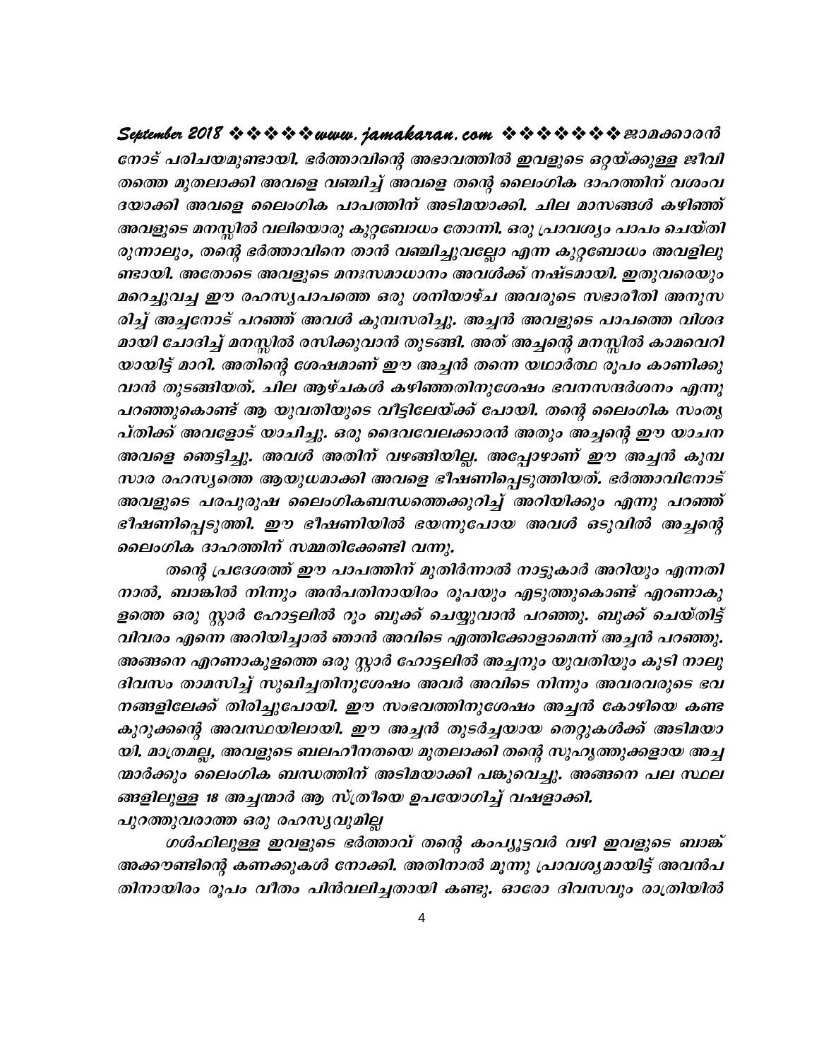നോട് പരിചയമുണ്ടായി. ഭർത്താവിന്റെ അഭാവത്തിൽ ഇവളുടെ ഒറ്റയ്ക്കുള്ള ജീവിതത്തെ മുതലാക്കി അവളെ വഞ്ചിച്ച് അവളെ തന്റെ ലൈംഗിക ദാഹത്തിന് വശംവദയാക്കി അവളെ ലൈംഗിക പാപത്തിന് അടിമയാക്കി. ചില മാസങ്ങൾ കഴിഞ്ഞ് അവളുടെ മനസ്സിൽ വലിയൊരു കുറ്റബോധം തോന്നി. ഒരു പ്രാവശ്യം പാപം ചെയ്തിരുന്നാലും, തന്റെ ഭർത്താവിനെ താൻ വഞ്ചിച്ചുവല്ലോ എന്ന കുറ്റബോധം അവളിലുണ്ടായി. അതോടെ അവളുടെ മനഃസമാധാനം അവൾക്ക് നഷ്ടമായി. ഇതുവരെയും മറച്ചുവച്ച ഈ രഹസ്യപാപത്തെ ഒരു ശനിയാഴ്ച അവരുടെ സഭാരീതി അനുസരിച്ച് അച്ചനോട് പറഞ്ഞ് അവൾ കുമ്പസരിച്ചു. അച്ചൻ അവളുടെ പാപത്തെ വിശദമായി ചോദിച്ച് മനസ്സിൽ രസിക്കുവാൻ തുടങ്ങി. അത് അച്ചന്റെ മനസ്സിൽ കാമവെറിയായിട്ട് മാറി. അതിന്റെ ശേഷമാണ് ഈ അച്ചൻ തന്നെ യഥാർത്ഥ രൂപം കാണിക്കുവാൻ തുടങ്ങിയത്. ചില ആഴ്ചകൾ കഴിഞ്ഞതിനുശേഷം ഭവനസന്ദർശനം എന്നു പറഞ്ഞുകൊണ്ട് ആ യുവതിയുടെ വീട്ടിലേയ്ക്ക് പോയി. തന്റെ ലൈംഗിക സംതൃപ്തിക്ക് അവളോട് യാചിച്ചു. ഒരു ദൈവവേലക്കാരൻ അതും അച്ചന്റെ ഈ യാചന അവളെ ഞെട്ടിച്ചു. അവൾ അതിന് വഴങ്ങിയില്ല. അപ്പോഴാണ് ഈ അച്ചൻ കുമ്പസാര രഹസ്യത്തെ ആയുധമാക്കി അവളെ ഭീഷണിപ്പെടുത്തിയത്. ഭർത്താവിനോട് അവളുടെ പരപുരുഷ ലൈംഗികബന്ധത്തെക്കുറിച്ച് അറിയിക്കും എന്നു പറഞ്ഞ് ഭീഷണിപ്പെടുത്തി. ഈ ഭീഷണിയിൽ ഭയന്നുപോയ അവൾ ഒടുവിൽ അച്ചന്റെ ലൈംഗിക ദാഹത്തിന് സമ്മതിക്കേണ്ടി വന്നു.

തന്റെ പ്രദേശത്ത് ഈ പാപത്തിന് മുതിർന്നാൽ നാട്ടുകാർ അറിയും എന്നതിനാൽ, ബാങ്കിൽ നിന്നും അൻപതിനായിരം രൂപയും എടുത്തുകൊണ്ട് എറണാകുളത്തെ ഒരു സ്റ്റാർ ഹോട്ടലിൽ റൂം ബുക്ക് ചെയ്യുവാൻ പറഞ്ഞു. ബുക്ക് ചെയ്തിട്ട് വിവരം എന്നെ അറിയിച്ചാൽ ഞാൻ അവിടെ എത്തിക്കോളാമെന്ന് അച്ചൻ പറഞ്ഞു. അങ്ങനെ എറണാകുളത്തെ ഒരു സ്റ്റാർ ഹോട്ടലിൽ അച്ചനും യുവതിയും കൂടി നാലു ദിവസം താമസിച്ച് സുഖിച്ചതിനുശേഷം അവർ അവിടെ നിന്നും അവരവരുടെ ഭവനങ്ങളിലേക്ക് തിരിച്ചുപോയി. ഈ സംഭവത്തിനുശേഷം അച്ചൻ കോഴിയെ കണ്ട കുറുക്കന്റെ അവസ്ഥയിലായി. ഈ അച്ചൻ തുടർച്ചയായ തെറ്റുകൾക്ക് അടിമയായി. മാത്രമല്ല, അവളുടെ ബലഹീനതയെ മുതലാക്കി തന്റെ സുഹൃത്തുക്കളായ അച്ചന്മാർക്കും ലൈംഗിക ബന്ധത്തിന് അടിമയാക്കി പങ്കുവെച്ചു. അങ്ങനെ പല സ്ഥലങ്ങളിലുള്ള 18 അച്ചന്മാർ ആ സ്ത്രീയെ ഉപയോഗിച്ച് വഷളാക്കി.

### പുറത്തുവരാത്ത ഒരു രഹസ്യവുമില്ല

ഗൾഫിലുള്ള ഇവളുടെ ഭർത്താവ് തന്റെ കംപ്യൂട്ടർ വഴി ഇവളുടെ ബാങ്ക് അക്കൗണ്ടിന്റെ കണക്കുകൾ നോക്കി. അതിനാൽ മൂന്നു പ്രാവശ്യമായിട്ട് അവൻപതിനായിരം രൂപ വീതം പിൻവലിച്ചതായി കണ്ടു. ഓരോ ദിവസവും രാത്രിയിൽ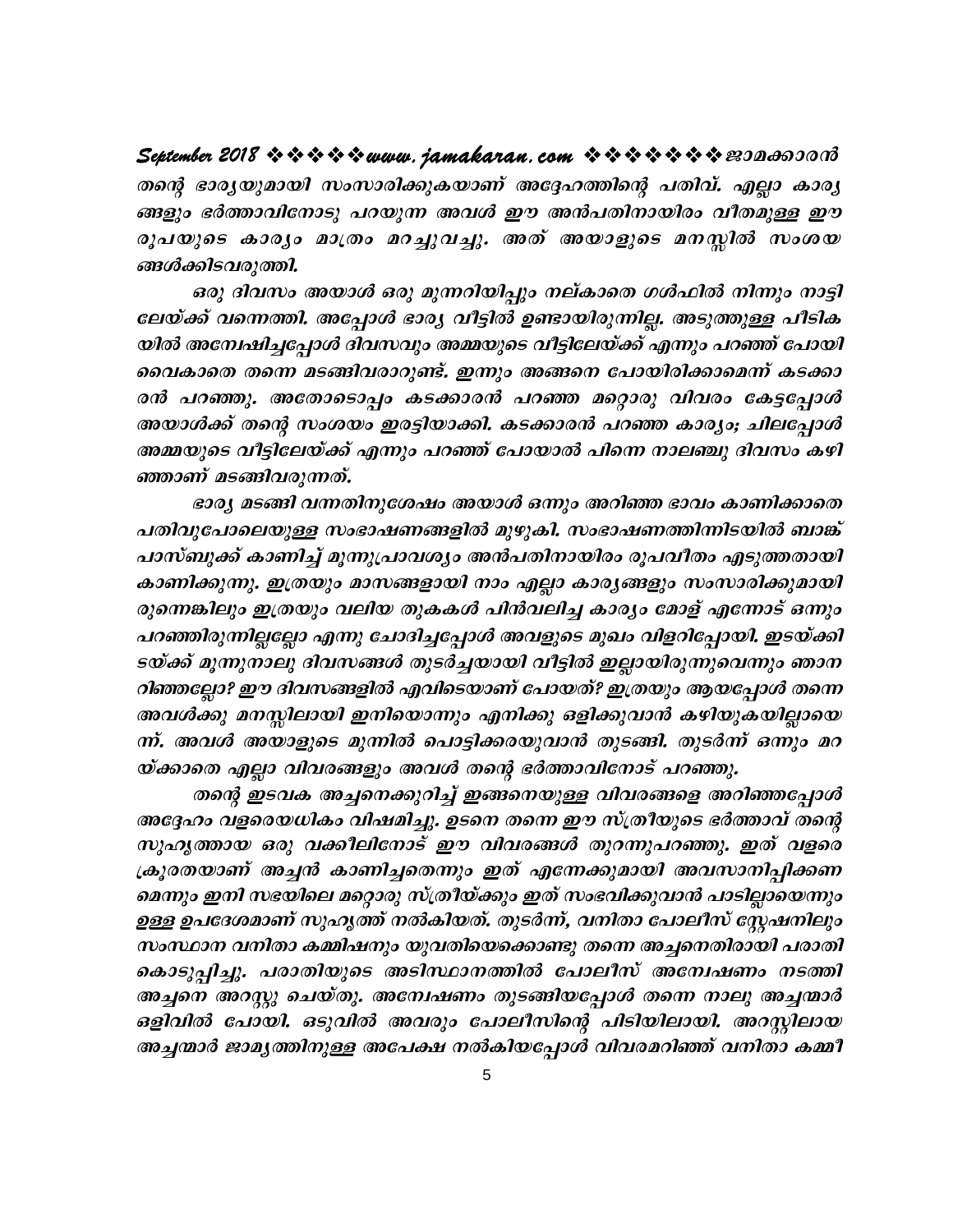തന്റെ ഭാര്യയുമായി സംസാരിക്കുകയാണ് അദ്ദേഹത്തിന്റെ പതിവ്. എല്ലാ കാര്യങ്ങളും ഭർത്താവിനോടു പറയുന്ന അവൾ ഈ അൻപതിനായിരം വീതമുള്ള ഈ രൂപയുടെ കാര്യം മാത്രം മറച്ചുവച്ചു. അത് അയാളുടെ മനസ്സിൽ സംശയങ്ങൾക്കിടവരുത്തി.

ഒരു ദിവസം അയാൾ ഒരു മുന്നറിയിപ്പും നല്കാതെ ഗൾഫിൽ നിന്നും നാട്ടിലേയ്ക്ക് വന്നെത്തി. അപ്പോൾ ഭാര്യ വീട്ടിൽ ഉണ്ടായിരുന്നില്ല. അടുത്തുള്ള പീടികയിൽ അന്വേഷിച്ചപ്പോൾ ദിവസവും അമ്മയുടെ വീട്ടിലേയ്ക്ക് എന്നും പറഞ്ഞ് പോയി വൈകാതെ തന്നെ മടങ്ങിവരാറുണ്ട്. ഇന്നും അങ്ങനെ പോയിരിക്കാമെന്ന് കടക്കാരൻ പറഞ്ഞു. അതോടൊപ്പം കടക്കാരൻ പറഞ്ഞ മറ്റൊരു വിവരം കേട്ടപ്പോൾ അയാൾക്ക് തന്റെ സംശയം ഇരട്ടിയാക്കി. കടക്കാരൻ പറഞ്ഞ കാര്യം; ചിലപ്പോൾ അമ്മയുടെ വീട്ടിലേയ്ക്ക് എന്നും പറഞ്ഞ് പോയാൽ പിന്നെ നാലഞ്ചു ദിവസം കഴിഞ്ഞാണ് മടങ്ങിവരുന്നത്.

ഭാര്യ മടങ്ങി വന്നതിനുശേഷം അയാൾ ഒന്നും അറിഞ്ഞ ഭാവം കാണിക്കാതെ പതിവുപോലെയുള്ള സംഭാഷണങ്ങളിൽ മുഴുകി. സംഭാഷണത്തിന്നിടയിൽ ബാങ്ക് പാസ്ബുക്ക് കാണിച്ച് മൂന്നുപ്രാവശ്യം അൻപതിനായിരം രൂപവീതം എടുത്തതായി കാണിക്കുന്നു. ഇത്രയും മാസങ്ങളായി നാം എല്ലാ കാര്യങ്ങളും സംസാരിക്കുമായിരുന്നെങ്കിലും ഇത്രയും വലിയ തുകകൾ പിൻവലിച്ച കാര്യം മോള് എന്നോട് ഒന്നും പറഞ്ഞിരുന്നില്ലല്ലോ എന്നു ചോദിച്ചപ്പോൾ അവളുടെ മുഖം വിളറിപ്പോയി. ഇടയ്ക്കിടയ്ക്ക് മൂന്നുനാലു ദിവസങ്ങൾ തുടർച്ചയായി വീട്ടിൽ ഇല്ലായിരുന്നുവെന്നും ഞാനറിഞ്ഞല്ലോ? ഈ ദിവസങ്ങളിൽ എവിടെയാണ് പോയത്? ഇത്രയും ആയപ്പോൾ തന്നെ അവൾക്കു മനസ്സിലായി ഇനിയൊന്നും എനിക്കു ഒളിക്കുവാൻ കഴിയുകയില്ലായെന്ന്. അവൾ അയാളുടെ മുന്നിൽ പൊട്ടിക്കരയുവാൻ തുടങ്ങി. തുടർന്ന് ഒന്നും മറയ്ക്കാതെ എല്ലാ വിവരങ്ങളും അവൾ തന്റെ ഭർത്താവിനോട് പറഞ്ഞു.

തന്റെ ഇടവക അച്ചനെക്കുറിച്ച് ഇങ്ങനെയുള്ള വിവരങ്ങളെ അറിഞ്ഞപ്പോൾ അദ്ദേഹം വളരെയധികം വിഷമിച്ചു. ഉടനെ തന്നെ ഈ സ്ത്രീയുടെ ഭർത്താവ് തന്റെ സുഹൃത്തായ ഒരു വക്കീലിനോട് ഈ വിവരങ്ങൾ തുറന്നുപറഞ്ഞു. ഇത് വളരെ ക്രൂരതയാണ് അച്ചൻ കാണിച്ചതെന്നും ഇത് എന്നേക്കുമായി അവസാനിപ്പിക്കണമെന്നും ഇനി സഭയിലെ മറ്റൊരു സ്ത്രീയ്ക്കും ഇത് സംഭവിക്കുവാൻ പാടില്ലായെന്നും ഉള്ള ഉപദേശമാണ് സുഹൃത്ത് നൽകിയത്. തുടർന്ന്, വനിതാ പോലീസ് സ്റ്റേഷനിലും സംസ്ഥാന വനിതാ കമ്മിഷനും യുവതിയെക്കൊണ്ടു തന്നെ അച്ചനെതിരായി പരാതി കൊടുപ്പിച്ചു. പരാതിയുടെ അടിസ്ഥാനത്തിൽ പോലീസ് അന്വേഷണം നടത്തി അച്ചനെ അറസ്റ്റു ചെയ്തു. അന്വേഷണം തുടങ്ങിയപ്പോൾ തന്നെ നാലു അച്ചന്മാർ ഒളിവിൽ പോയി. ഒടുവിൽ അവരും പോലീസിന്റെ പിടിയിലായി. അറസ്റ്റിലായ അച്ചന്മാർ ജാമ്യത്തിനുള്ള അപേക്ഷ നൽകിയപ്പോൾ വിവരമറിഞ്ഞ് വനിതാ കമ്മീ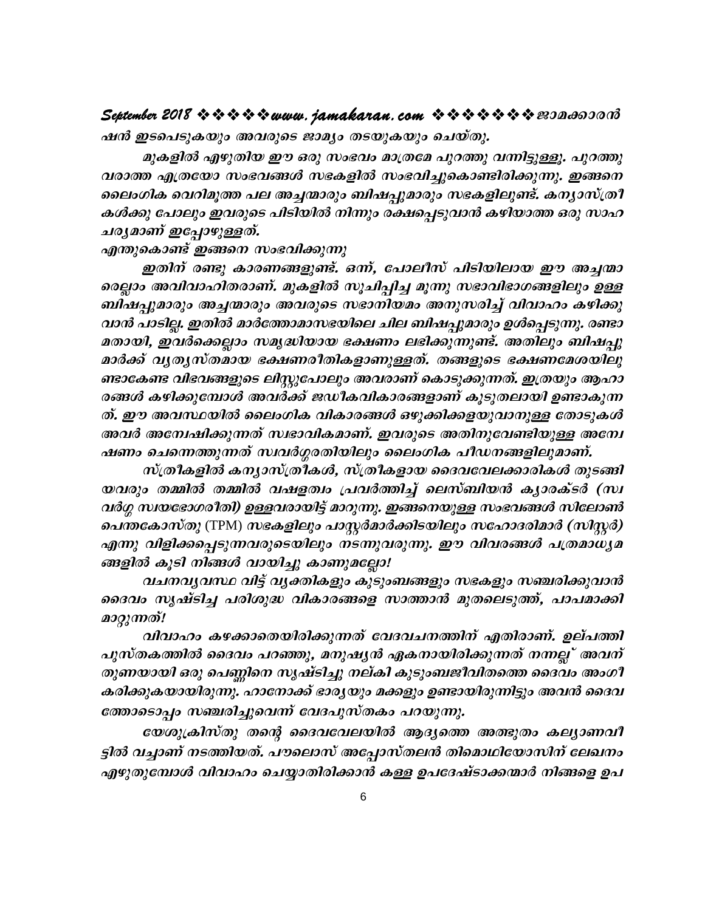ഷൻ ഇടപെടുകയും അവരുടെ ജാമ്യം തടയുകയും ചെയ്തു.

മുകളിൽ എഴുതിയ ഈ ഒരു സംഭവം മാത്രമേ പുറത്തു വന്നിട്ടുള്ളൂ. പുറത്തു വരാത്ത എത്രയോ സംഭവങ്ങൾ സഭകളിൽ സംഭവിച്ചുകൊണ്ടിരിക്കുന്നു. ഇങ്ങനെ ലൈംഗിക വെറിമൂത്ത പല അച്ചന്മാരും ബിഷപ്പുമാരും സഭകളിലുണ്ട്. കന്യാസ്ത്രീകൾക്കു പോലും ഇവരുടെ പിടിയിൽ നിന്നും രക്ഷപ്പെടുവാൻ കഴിയാത്ത ഒരു സാഹചര്യമാണ് ഇപ്പോഴുള്ളത്.

*എന്തുകൊണ്ട് ഇങ്ങനെ സംഭവിക്കുന്നു*

ഇതിന് രണ്ടു കാരണങ്ങളുണ്ട്. ഒന്ന്, പോലീസ് പിടിയിലായ ഈ അച്ചന്മാരെല്ലാം അവിവാഹിതരാണ്. മുകളിൽ സൂചിപ്പിച്ച മൂന്നു സഭാവിഭാഗങ്ങളിലും ഉള്ള ബിഷപ്പുമാരും അച്ചന്മാരും അവരുടെ സഭാനിയമം അനുസരിച്ച് വിവാഹം കഴിക്കുവാൻ പാടില്ല. ഇതിൽ മാർത്തോമാസഭയിലെ ചില ബിഷപ്പുമാരും ഉൾപ്പെടുന്നു. രണ്ടാമതായി, ഇവർക്കെല്ലാം സമൃദ്ധിയായ ഭക്ഷണം ലഭിക്കുന്നുണ്ട്. അതിലും ബിഷപ്പുമാർക്ക് വ്യത്യസ്തമായ ഭക്ഷണരീതികളാണുള്ളത്. തങ്ങളുടെ ഭക്ഷണമേശയിലുണ്ടാകേണ്ട വിഭവങ്ങളുടെ ലിസ്റ്റുപോലും അവരാണ് കൊടുക്കുന്നത്. ഇത്രയും ആഹാരങ്ങൾ കഴിക്കുമ്പോൾ അവർക്ക് ജഡീകവികാരങ്ങളാണ് കൂടുതലായി ഉണ്ടാകുന്നത്. ഈ അവസ്ഥയിൽ ലൈംഗിക വികാരങ്ങൾ ഒഴുക്കിക്കളയുവാനുള്ള തോടുകൾ അവർ അന്വേഷിക്കുന്നത് സ്വഭാവികമാണ്. ഇവരുടെ അതിനുവേണ്ടിയുള്ള അന്വേഷണം ചെന്നെത്തുന്നത് സ്വവർഗ്ഗരതിയിലും ലൈംഗിക പീഡനങ്ങളിലുമാണ്.

സ്ത്രീകളിൽ കന്യാസ്ത്രീകൾ, സ്ത്രീകളായ ദൈവവേലക്കാരികൾ തുടങ്ങിയവരും തമ്മിൽ തമ്മിൽ വഷളത്വം പ്രവർത്തിച്ച് ലെസ്ബിയൻ ക്യാരക്ടർ (സ്വവർഗ്ഗ സ്വയഭോഗരീതി) ഉള്ളവരായിട്ട് മാറുന്നു. ഇങ്ങനെയുള്ള സംഭവങ്ങൾ സിലോൺ പെന്തകോസ്തു (TPM) സഭകളിലും പാസ്റ്റർമാർക്കിടയിലും സഹോദരിമാർ (സിസ്റ്റർ) എന്നു വിളിക്കപ്പെടുന്നവരുടെയിലും നടന്നുവരുന്നു. ഈ വിവരങ്ങൾ പത്രമാധ്യമങ്ങളിൽ കൂടി നിങ്ങൾ വായിച്ചു കാണുമല്ലോ!

വചനവ്യവസ്ഥ വിട്ട് വ്യക്തികളും കുടുംബങ്ങളും സഭകളും സഞ്ചരിക്കുവാൻ ദൈവം സൃഷ്ടിച്ച പരിശുദ്ധ വികാരങ്ങളെ സാത്താൻ മുതലെടുത്ത്, പാപമാക്കി മാറ്റുന്നത്!

വിവാഹം കഴക്കാതെയിരിക്കുന്നത് വേദവചനത്തിന് എതിരാണ്. ഉല്പത്തി പുസ്തകത്തിൽ ദൈവം പറഞ്ഞു, മനുഷ്യൻ ഏകനായിരിക്കുന്നത് നന്നല്ല് അവന് തുണയായി ഒരു പെണ്ണിനെ സൃഷ്ടിച്ചു നല്കി കുടുംബജീവിതത്തെ ദൈവം അംഗീകരിക്കുകയായിരുന്നു. ഹാനോക്ക് ഭാര്യയും മക്കളും ഉണ്ടായിരുന്നിട്ടും അവൻ ദൈവത്തോടൊപ്പം സഞ്ചരിച്ചുവെന്ന് വേദപുസ്തകം പറയുന്നു.

യേശുക്രിസ്തു തന്റെ ദൈവവേലയിൽ ആദ്യത്തെ അത്ഭുതം കല്യാണവീട്ടിൽ വച്ചാണ് നടത്തിയത്. പൗലൊസ് അപ്പോസ്തലൻ തിമൊഥിയോസിന് ലേഖനം എഴുതുമ്പോൾ വിവാഹം ചെയ്യാതിരിക്കാൻ കള്ള ഉപദേഷ്ടാക്കന്മാർ നിങ്ങളെ ഉപ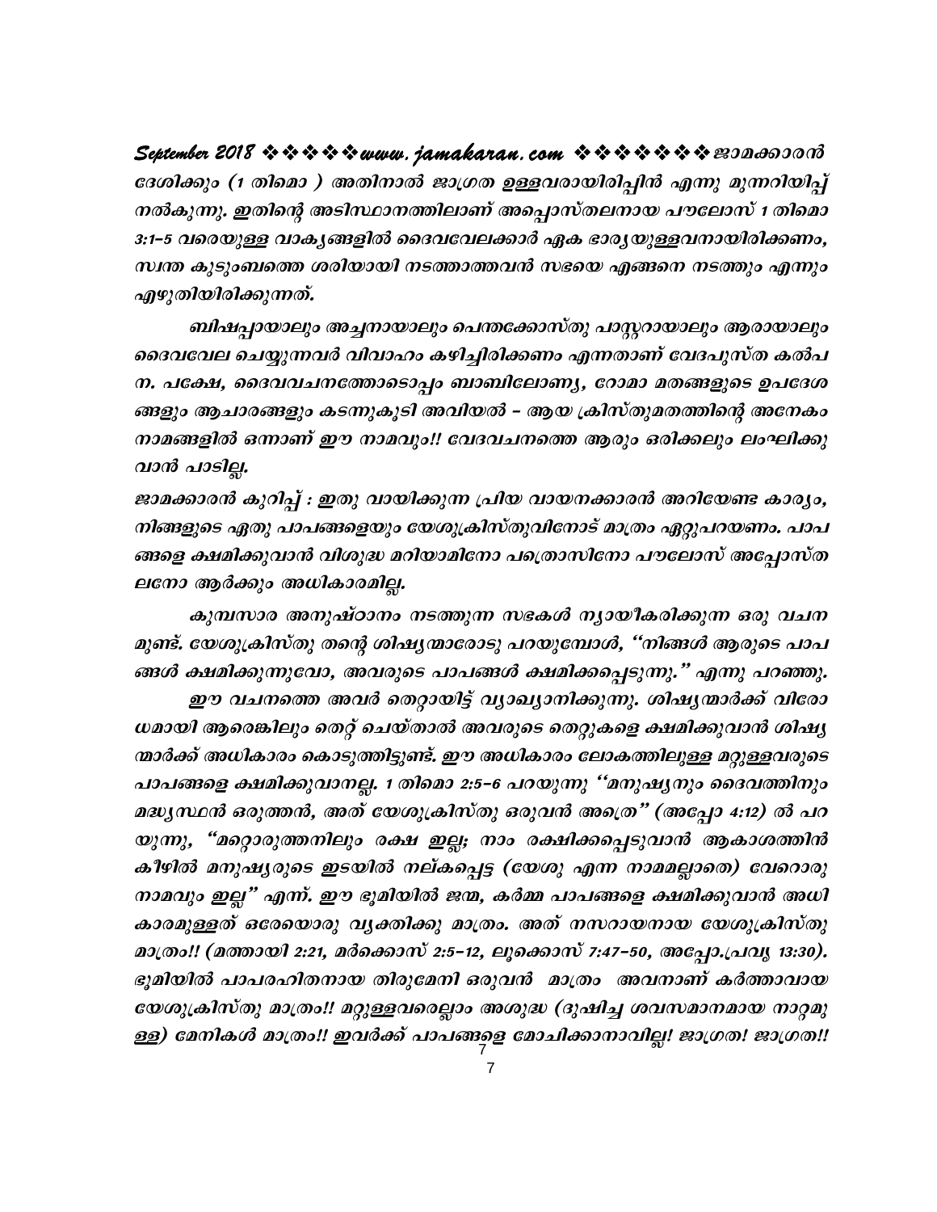ദേശിക്കും (1 തിമൊ ) അതിനാൽ ജാഗ്രത ഉള്ളവരായിരിപ്പിൻ എന്നു മുന്നറിയിപ്പ് നൽകുന്നു. ഇതിന്റെ അടിസ്ഥാനത്തിലാണ് അപ്പൊസ്തലനായ പൗലോസ് 1 തിമൊ 3:1-5 വരെയുള്ള വാക്യങ്ങളിൽ ദൈവവേലക്കാർ ഏക ഭാര്യയുള്ളവനായിരിക്കണം, സ്വന്ത കുടുംബത്തെ ശരിയായി നടത്താത്തവൻ സഭയെ എങ്ങനെ നടത്തും എന്നും എഴുതിയിരിക്കുന്നത്.

ബിഷപ്പായാലും അച്ചനായാലും പെന്തക്കോസ്തു പാസ്റ്ററായാലും ആരായാലും ദൈവവേല ചെയ്യുന്നവർ വിവാഹം കഴിച്ചിരിക്കണം എന്നതാണ് വേദപുസ്ത കൽപ ന. പക്ഷേ, ദൈവവചനത്തോടൊപ്പം ബാബിലോണ്യ, റോമാ മതങ്ങളുടെ ഉപദേശ ങ്ങളും ആചാരങ്ങളും കടന്നുകൂടി അവിയൽ - ആയ ക്രിസ്തുമതത്തിന്റെ അനേകം നാമങ്ങളിൽ ഒന്നാണ് ഈ നാമവും!! വേദവചനത്തെ ആരും ഒരിക്കലും ലംഘിക്കു വാൻ പാടില്ല.

ജാമക്കാരൻ കുറിപ്പ് : ഇതു വായിക്കുന്ന പ്രിയ വായനക്കാരൻ അറിയേണ്ട കാര്യം, നിങ്ങളുടെ ഏതു പാപങ്ങളെയും യേശുക്രിസ്തുവിനോട് മാത്രം ഏറ്റുപറയണം. പാപ ങ്ങളെ ക്ഷമിക്കുവാൻ വിശുദ്ധ മറിയാമിനോ പത്രൊസിനോ പൗലോസ് അപ്പോസ്ത ലനോ ആർക്കും അധികാരമില്ല.

കുമ്പസാര അനുഷ്ഠാനം നടത്തുന്ന സഭകൾ ന്യായീകരിക്കുന്ന ഒരു വചന മുണ്ട്. യേശുക്രിസ്തു തന്റെ ശിഷ്യന്മാരോടു പറയുമ്പോൾ, "നിങ്ങൾ ആരുടെ പാപ ങ്ങൾ ക്ഷമിക്കുന്നുവോ, അവരുടെ പാപങ്ങൾ ക്ഷമിക്കപ്പെടുന്നു." എന്നു പറഞ്ഞു.

ഈ വചനത്തെ അവർ തെറ്റായിട്ട് വ്യാഖ്യാനിക്കുന്നു. ശിഷ്യന്മാർക്ക് വിരോ ധമായി ആരെങ്കിലും തെറ്റ് ചെയ്താൽ അവരുടെ തെറ്റുകളെ ക്ഷമിക്കുവാൻ ശിഷ്യ ന്മാർക്ക് അധികാരം കൊടുത്തിട്ടുണ്ട്. ഈ അധികാരം ലോകത്തിലുള്ള മറ്റുള്ളവരുടെ പാപങ്ങളെ ക്ഷമിക്കുവാനല്ല. 1 തിമൊ 2:5-6 പറയുന്നു "മനുഷ്യനും ദൈവത്തിനും മദ്ധ്യസ്ഥൻ ഒരുത്തൻ, അത് യേശുക്രിസ്തു ഒരുവൻ അത്രെ" (അപ്പോ 4:12) ൽ പറ യുന്നു, "മറ്റൊരുത്തനിലും രക്ഷ ഇല്ല; നാം രക്ഷിക്കപ്പെടുവാൻ ആകാശത്തിൻ കീഴിൽ മനുഷ്യരുടെ ഇടയിൽ നല്കപ്പെട്ട (യേശു എന്ന നാമമല്ലാതെ) വേറൊരു നാമവും ഇല്ല" എന്ന്. ഈ ഭൂമിയിൽ ജന്മ, കർമ്മ പാപങ്ങളെ ക്ഷമിക്കുവാൻ അധി കാരമുള്ളത് ഒരേയൊരു വ്യക്തിക്കു മാത്രം. അത് നസറായനായ യേശുക്രിസ്തു മാത്രം!! (മത്തായി 2:21, മർക്കൊസ് 2:5-12, ലൂക്കൊസ് 7:47-50, അപ്പോ.പ്രവൃ 13:30). ഭൂമിയിൽ പാപരഹിതനായ തിരുമേനി ഒരുവൻ മാത്രം അവനാണ് കർത്താവായ യേശുക്രിസ്തു മാത്രം!! മറ്റുള്ളവരെല്ലാം അശുദ്ധ (ദുഷിച്ച ശവസമാനമായ നാറ്റമു ള്ള) മേനികൾ മാത്രം!! ഇവർക്ക് പാപങ്ങളെ മോചിക്കാനാവില്ല! ജാഗ്രത! ജാഗ്രത!!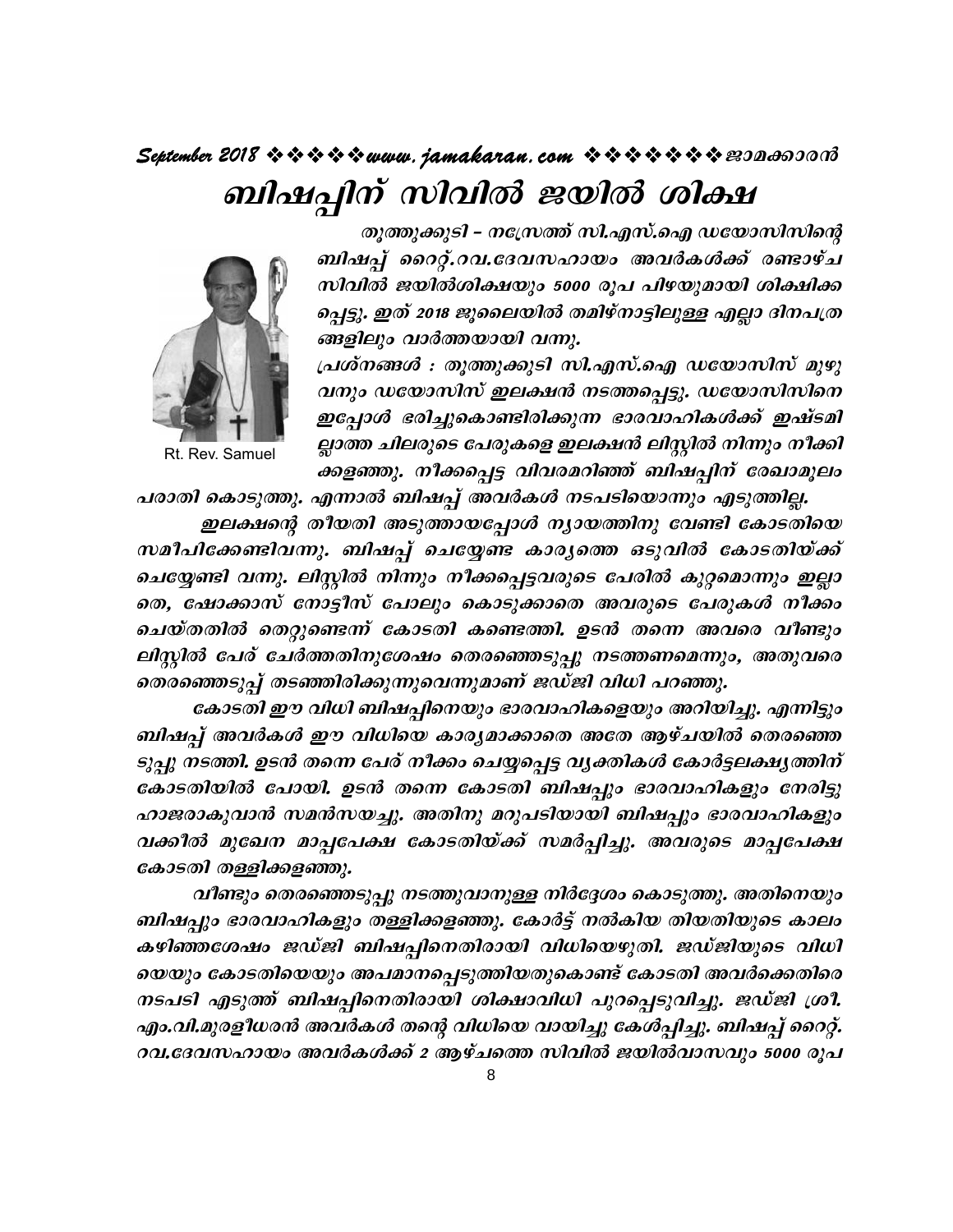# ബിഷപ്പിന് സിവിൽ ജയിൽ ശിക്ഷ

Rt. Rev. Samuel

*തൂത്തുക്കുടി – നസ്രേത്ത് സി.എസ്.ഐ ഡയോസിസിന്റെ ബിഷപ്പ് റൈറ്റ്.റവ.ദേവസഹായം അവർകൾക്ക് രണ്ടാഴ്ച സിവിൽ ജയിൽശിക്ഷയും 5000 രൂപ പിഴയുമായി ശിക്ഷിക്കപ്പെട്ടു. ഇത് 2018 ജൂലൈയിൽ തമിഴ്നാട്ടിലുള്ള എല്ലാ ദിനപത്രങ്ങളിലും വാർത്തയായി വന്നു.*

*പ്രശ്നങ്ങൾ : തൂത്തുക്കുടി സി.എസ്.ഐ ഡയോസിസ് മുഴുവനും ഡയോസിസ് ഇലക്ഷൻ നടത്തപ്പെട്ടു. ഡയോസിസിനെ ഇപ്പോൾ ഭരിച്ചുകൊണ്ടിരിക്കുന്ന ഭാരവാഹികൾക്ക് ഇഷ്ടമില്ലാത്ത ചിലരുടെ പേരുകളെ ഇലക്ഷൻ ലിസ്റ്റിൽ നിന്നും നീക്കിക്കളഞ്ഞു. നീക്കപ്പെട്ട വിവരമറിഞ്ഞ് ബിഷപ്പിന് രേഖാമൂലം പരാതി കൊടുത്തു. എന്നാൽ ബിഷപ്പ് അവർകൾ നടപടിയൊന്നും എടുത്തില്ല.*

*ഇലക്ഷന്റെ തീയതി അടുത്തായപ്പോൾ ന്യായത്തിനു വേണ്ടി കോടതിയെ സമീപിക്കേണ്ടിവന്നു. ബിഷപ്പ് ചെയ്യേണ്ട കാര്യത്തെ ഒടുവിൽ കോടതിയ്ക്ക് ചെയ്യേണ്ടി വന്നു. ലിസ്റ്റിൽ നിന്നും നീക്കപ്പെട്ടവരുടെ പേരിൽ കുറ്റമൊന്നും ഇല്ലാതെ, ഷോക്കാസ് നോട്ടീസ് പോലും കൊടുക്കാതെ അവരുടെ പേരുകൾ നീക്കം ചെയ്തതിൽ തെറ്റുണ്ടെന്ന് കോടതി കണ്ടെത്തി. ഉടൻ തന്നെ അവരെ വീണ്ടും ലിസ്റ്റിൽ പേര് ചേർത്തതിനുശേഷം തെരഞ്ഞെടുപ്പു നടത്തണമെന്നും, അതുവരെ തെരഞ്ഞെടുപ്പ് തടഞ്ഞിരിക്കുന്നുവെന്നുമാണ് ജഡ്ജി വിധി പറഞ്ഞു.*

*കോടതി ഈ വിധി ബിഷപ്പിനെയും ഭാരവാഹികളെയും അറിയിച്ചു. എന്നിട്ടും ബിഷപ്പ് അവർകൾ ഈ വിധിയെ കാര്യമാക്കാതെ അതേ ആഴ്ചയിൽ തെരഞ്ഞെടുപ്പു നടത്തി. ഉടൻ തന്നെ പേര് നീക്കം ചെയ്യപ്പെട്ട വ്യക്തികൾ കോർട്ടലക്ഷ്യത്തിന് കോടതിയിൽ പോയി. ഉടൻ തന്നെ കോടതി ബിഷപ്പും ഭാരവാഹികളും നേരിട്ടു ഹാജരാകുവാൻ സമൻസയച്ചു. അതിനു മറുപടിയായി ബിഷപ്പും ഭാരവാഹികളും വക്കീൽ മുഖേന മാപ്പപേക്ഷ കോടതിയ്ക്ക് സമർപ്പിച്ചു. അവരുടെ മാപ്പപേക്ഷ കോടതി തള്ളിക്കളഞ്ഞു.*

*വീണ്ടും തെരഞ്ഞെടുപ്പു നടത്തുവാനുള്ള നിർദ്ദേശം കൊടുത്തു. അതിനെയും ബിഷപ്പും ഭാരവാഹികളും തള്ളിക്കളഞ്ഞു. കോർട്ട് നൽകിയ തിയതിയുടെ കാലം കഴിഞ്ഞശേഷം ജഡ്ജി ബിഷപ്പിനെതിരായി വിധിയെഴുതി. ജഡ്ജിയുടെ വിധിയെയും കോടതിയെയും അപമാനപ്പെടുത്തിയതുകൊണ്ട് കോടതി അവർക്കെതിരെ നടപടി എടുത്ത് ബിഷപ്പിനെതിരായി ശിക്ഷാവിധി പുറപ്പെടുവിച്ചു. ജഡ്ജി ശ്രീ. എം.വി.മുരളീധരൻ അവർകൾ തന്റെ വിധിയെ വായിച്ചു കേൾപ്പിച്ചു. ബിഷപ്പ് റൈറ്റ്. റവ.ദേവസഹായം അവർകൾക്ക് 2 ആഴ്ചത്തെ സിവിൽ ജയിൽവാസവും 5000 രൂപ*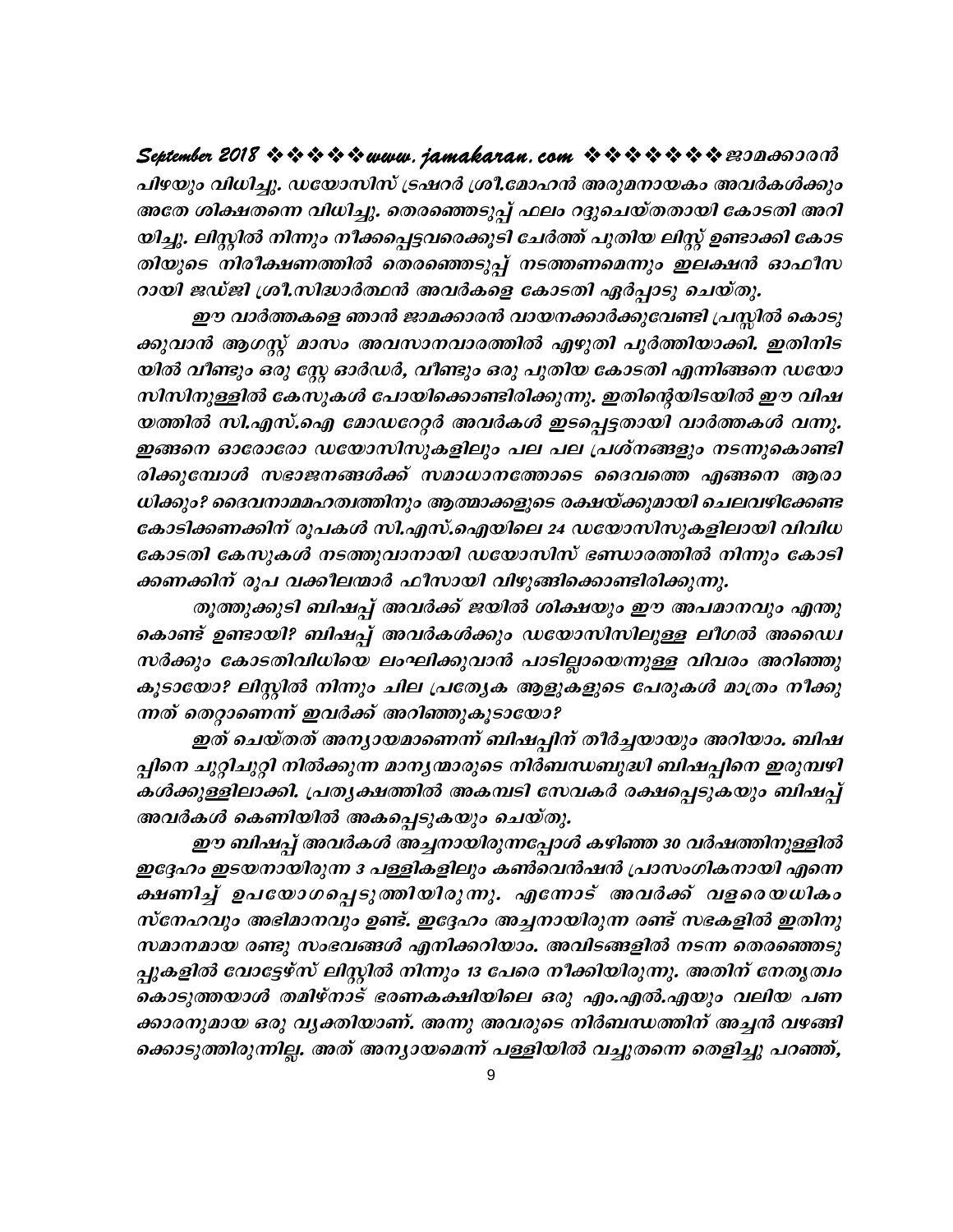*പിഴയും വിധിച്ചു. ഡയോസിസ് ട്രഷറർ ശ്രീ.മോഹൻ അരുമനായകം അവർകൾക്കും അതേ ശിക്ഷതന്നെ വിധിച്ചു. തെരഞ്ഞെടുപ്പ് ഫലം റദ്ദുചെയ്തതായി കോടതി അറിയിച്ചു. ലിസ്റ്റിൽ നിന്നും നീക്കപ്പെട്ടവരെക്കൂടി ചേർത്ത് പുതിയ ലിസ്റ്റ് ഉണ്ടാക്കി കോടതിയുടെ നിരീക്ഷണത്തിൽ തെരഞ്ഞെടുപ്പ് നടത്തണമെന്നും ഇലക്ഷൻ ഓഫീസറായി ജഡ്ജി ശ്രീ.സിദ്ധാർത്ഥൻ അവർകളെ കോടതി ഏർപ്പാടു ചെയ്തു.*

*ഈ വാർത്തകളെ ഞാൻ ജാമക്കാരൻ വായനക്കാർക്കുവേണ്ടി പ്രസ്സിൽ കൊടുക്കുവാൻ ആഗസ്റ്റ് മാസം അവസാനവാരത്തിൽ എഴുതി പൂർത്തിയാക്കി. ഇതിനിടയിൽ വീണ്ടും ഒരു സ്റ്റേ ഓർഡർ, വീണ്ടും ഒരു പുതിയ കോടതി എന്നിങ്ങനെ ഡയോസിസിനുള്ളിൽ കേസുകൾ പോയിക്കൊണ്ടിരിക്കുന്നു. ഇതിന്റെയിടയിൽ ഈ വിഷയത്തിൽ സി.എസ്.ഐ മോഡറേറ്റർ അവർകൾ ഇടപ്പെട്ടതായി വാർത്തകൾ വന്നു. ഇങ്ങനെ ഓരോരോ ഡയോസിസുകളിലും പല പല പ്രശ്നങ്ങളും നടന്നുകൊണ്ടിരിക്കുമ്പോൾ സഭാജനങ്ങൾക്ക് സമാധാനത്തോടെ ദൈവത്തെ എങ്ങനെ ആരാധിക്കും? ദൈവനാമമഹത്വത്തിനും ആത്മാക്കളുടെ രക്ഷയ്ക്കുമായി ചെലവഴിക്കേണ്ട കോടിക്കണക്കിന് രൂപകൾ സി.എസ്.ഐയിലെ 24 ഡയോസിസുകളിലായി വിവിധ കോടതി കേസുകൾ നടത്തുവാനായി ഡയോസിസ് ഭണ്ഡാരത്തിൽ നിന്നും കോടിക്കണക്കിന് രൂപ വക്കീലന്മാർ ഫീസായി വിഴുങ്ങിക്കൊണ്ടിരിക്കുന്നു.*

*തൂത്തുക്കുടി ബിഷപ്പ് അവർക്ക് ജയിൽ ശിക്ഷയും ഈ അപമാനവും എന്തുകൊണ്ട് ഉണ്ടായി? ബിഷപ്പ് അവർകൾക്കും ഡയോസിസിലുള്ള ലീഗൽ അഡ്വൈസർക്കും കോടതിവിധിയെ ലംഘിക്കുവാൻ പാടില്ലായെന്നുള്ള വിവരം അറിഞ്ഞുകൂടായോ? ലിസ്റ്റിൽ നിന്നും ചില പ്രത്യേക ആളുകളുടെ പേരുകൾ മാത്രം നീക്കുന്നത് തെറ്റാണെന്ന് ഇവർക്ക് അറിഞ്ഞുകൂടായോ?*

*ഇത് ചെയ്തത് അന്യായമാണെന്ന് ബിഷപ്പിന് തീർച്ചയായും അറിയാം. ബിഷപ്പിനെ ചുറ്റിചുറ്റി നിൽക്കുന്ന മാന്യന്മാരുടെ നിർബന്ധബുദ്ധി ബിഷപ്പിനെ ഇരുമ്പഴികൾക്കുള്ളിലാക്കി. പ്രത്യക്ഷത്തിൽ അകമ്പടി സേവകർ രക്ഷപ്പെടുകയും ബിഷപ്പ് അവർകൾ കെണിയിൽ അകപ്പെടുകയും ചെയ്തു.*

*ഈ ബിഷപ്പ് അവർകൾ അച്ചനായിരുന്നപ്പോൾ കഴിഞ്ഞ 30 വർഷത്തിനുള്ളിൽ ഇദ്ദേഹം ഇടയനായിരുന്ന 3 പള്ളികളിലും കൺവെൻഷൻ പ്രാസംഗികനായി എന്നെ ക്ഷണിച്ച് ഉപയോഗപ്പെടുത്തിയിരുന്നു. എന്നോട് അവർക്ക് വളരെയധികം സ്നേഹവും അഭിമാനവും ഉണ്ട്. ഇദ്ദേഹം അച്ചനായിരുന്ന രണ്ട് സഭകളിൽ ഇതിനു സമാനമായ രണ്ടു സംഭവങ്ങൾ എനിക്കറിയാം. അവിടങ്ങളിൽ നടന്ന തെരഞ്ഞെടുപ്പുകളിൽ വോട്ടേഴ്സ് ലിസ്റ്റിൽ നിന്നും 13 പേരെ നീക്കിയിരുന്നു. അതിന് നേതൃത്വം കൊടുത്തയാൾ തമിഴ്നാട് ഭരണകക്ഷിയിലെ ഒരു എം.എൽ.എയും വലിയ പണക്കാരനുമായ ഒരു വ്യക്തിയാണ്. അന്നു അവരുടെ നിർബന്ധത്തിന് അച്ചൻ വഴങ്ങിക്കൊടുത്തിരുന്നില്ല. അത് അന്യായമെന്ന് പള്ളിയിൽ വച്ചുതന്നെ തെളിച്ചു പറഞ്ഞ്,*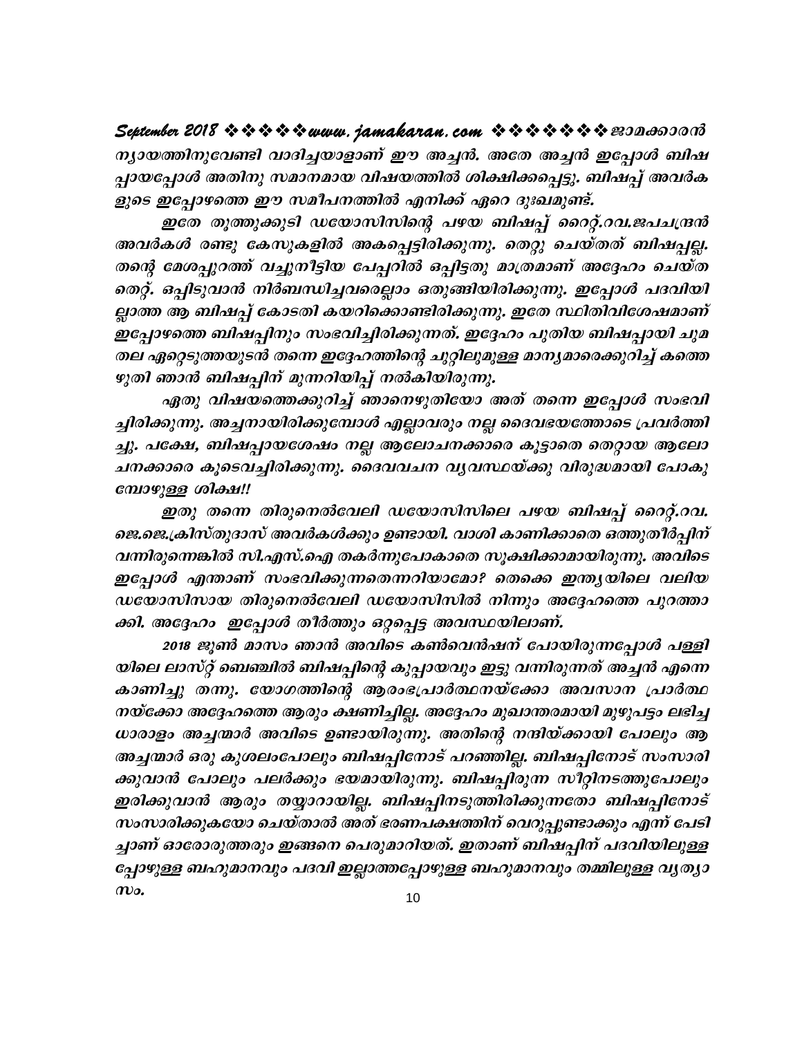ന്യായത്തിനുവേണ്ടി വാദിച്ചയാളാണ് ഈ അച്ചൻ. അതേ അച്ചൻ ഇപ്പോൾ ബിഷപ്പായപ്പോൾ അതിനു സമാനമായ വിഷയത്തിൽ ശിക്ഷിക്കപ്പെട്ടു. ബിഷപ്പ് അവർകളുടെ ഇപ്പോഴത്തെ ഈ സമീപനത്തിൽ എനിക്ക് ഏറെ ദുഃഖമുണ്ട്.

ഇതേ തൂത്തുക്കുടി ഡയോസിസിന്റെ പഴയ ബിഷപ്പ് റൈറ്റ്.റവ.ജപചന്ദ്രൻ അവർകൾ രണ്ടു കേസുകളിൽ അകപ്പെട്ടിരിക്കുന്നു. തെറ്റു ചെയ്തത് ബിഷപ്പല്ല. തന്റെ മേശപ്പുറത്ത് വച്ചുനീട്ടിയ പേപ്പറിൽ ഒപ്പിട്ടതു മാത്രമാണ് അദ്ദേഹം ചെയ്ത തെറ്റ്. ഒപ്പിടുവാൻ നിർബന്ധിച്ചവരെല്ലാം ഒതുങ്ങിയിരിക്കുന്നു. ഇപ്പോൾ പദവിയില്ലാത്ത ആ ബിഷപ്പ് കോടതി കയറിക്കൊണ്ടിരിക്കുന്നു. ഇതേ സ്ഥിതിവിശേഷമാണ് ഇപ്പോഴത്തെ ബിഷപ്പിനും സംഭവിച്ചിരിക്കുന്നത്. ഇദ്ദേഹം പുതിയ ബിഷപ്പായി ചുമതല ഏറ്റെടുത്തയുടൻ തന്നെ ഇദ്ദേഹത്തിന്റെ ചുറ്റിലുമുള്ള മാന്യമാരെക്കുറിച്ച് കത്തെഴുതി ഞാൻ ബിഷപ്പിന് മുന്നറിയിപ്പ് നൽകിയിരുന്നു.

ഏതു വിഷയത്തെക്കുറിച്ച് ഞാനെഴുതിയോ അത് തന്നെ ഇപ്പോൾ സംഭവിച്ചിരിക്കുന്നു. അച്ചനായിരിക്കുമ്പോൾ എല്ലാവരും നല്ല ദൈവഭയത്തോടെ പ്രവർത്തിച്ചു. പക്ഷേ, ബിഷപ്പായശേഷം നല്ല ആലോചനക്കാരെ കൂട്ടാതെ തെറ്റായ ആലോചനക്കാരെ കൂടെവച്ചിരിക്കുന്നു. ദൈവവചന വ്യവസ്ഥയ്ക്കു വിരുദ്ധമായി പോകുമ്പോഴുള്ള ശിക്ഷ!!

ഇതു തന്നെ തിരുനെൽവേലി ഡയോസിസിലെ പഴയ ബിഷപ്പ് റൈറ്റ്.റവ. ജെ.ജെ.ക്രിസ്തുദാസ് അവർകൾക്കും ഉണ്ടായി. വാശി കാണിക്കാതെ ഒത്തുതീർപ്പിന് വന്നിരുന്നെങ്കിൽ സി.എസ്.ഐ തകർന്നുപോകാതെ സൂക്ഷിക്കാമായിരുന്നു. അവിടെ ഇപ്പോൾ എന്താണ് സംഭവിക്കുന്നതെന്നറിയാമോ? തെക്കെ ഇന്ത്യയിലെ വലിയ ഡയോസിസായ തിരുനെൽവേലി ഡയോസിസിൽ നിന്നും അദ്ദേഹത്തെ പുറത്താക്കി. അദ്ദേഹം ഇപ്പോൾ തീർത്തും ഒറ്റപ്പെട്ട അവസ്ഥയിലാണ്.

2018 ജൂൺ മാസം ഞാൻ അവിടെ കൺവെൻഷന് പോയിരുന്നപ്പോൾ പള്ളിയിലെ ലാസ്റ്റ് ബെഞ്ചിൽ ബിഷപ്പിന്റെ കുപ്പായവും ഇട്ടു വന്നിരുന്നത് അച്ചൻ എന്നെ കാണിച്ചു തന്നു. യോഗത്തിന്റെ ആരംഭപ്രാർത്ഥനയ്ക്കോ അവസാന പ്രാർത്ഥനയ്ക്കോ അദ്ദേഹത്തെ ആരും ക്ഷണിച്ചില്ല. അദ്ദേഹം മുഖാന്തരമായി മുഴുപട്ടം ലഭിച്ച ധാരാളം അച്ചന്മാർ അവിടെ ഉണ്ടായിരുന്നു. അതിന്റെ നന്ദിയ്ക്കായി പോലും ആ അച്ചന്മാർ ഒരു കുശലംപോലും ബിഷപ്പിനോട് പറഞ്ഞില്ല. ബിഷപ്പിനോട് സംസാരിക്കുവാൻ പോലും പലർക്കും ഭയമായിരുന്നു. ബിഷപ്പിരുന്ന സീറ്റിനടത്തുപോലും ഇരിക്കുവാൻ ആരും തയ്യാറായില്ല. ബിഷപ്പിനടുത്തിരിക്കുന്നതോ ബിഷപ്പിനോട് സംസാരിക്കുകയോ ചെയ്താൽ അത് ഭരണപക്ഷത്തിന് വെറുപ്പുണ്ടാക്കും എന്ന് പേടിച്ചാണ് ഓരോരുത്തരും ഇങ്ങനെ പെരുമാറിയത്. ഇതാണ് ബിഷപ്പിന് പദവിയിലുള്ളപ്പോഴുള്ള ബഹുമാനവും പദവി ഇല്ലാത്തപ്പോഴുള്ള ബഹുമാനവും തമ്മിലുള്ള വ്യത്യാസം.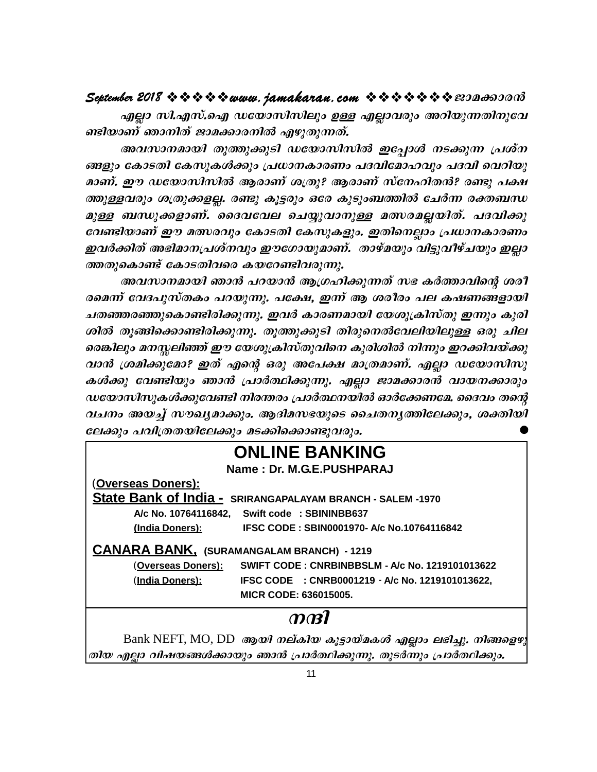*എല്ലാ സി.എസ്.ഐ ഡയോസിസിലും ഉള്ള എല്ലാവരും അറിയുന്നതിനുവേണ്ടിയാണ് ഞാനിത് ജാമക്കാരനിൽ എഴുതുന്നത്.*

*അവസാനമായി തൂത്തുക്കുടി ഡയോസിസിൽ ഇപ്പോൾ നടക്കുന്ന പ്രശ്നങ്ങളും കോടതി കേസുകൾക്കും പ്രധാനകാരണം പദവിമോഹവും പദവി വെറിയുമാണ്. ഈ ഡയോസിസിൽ ആരാണ് ശത്രു? ആരാണ് സ്നേഹിതൻ? രണ്ടു പക്ഷത്തുള്ളവരും ശത്രുക്കളല്ല. രണ്ടു കൂട്ടരും ഒരേ കുടുംബത്തിൽ ചേർന്ന രക്തബന്ധമുള്ള ബന്ധുക്കളാണ്. ദൈവവേല ചെയ്യുവാനുള്ള മത്സരമല്ലയിത്. പദവിക്കുവേണ്ടിയാണ് ഈ മത്സരവും കോടതി കേസുകളും. ഇതിനെല്ലാം പ്രധാനകാരണം ഇവർക്കിത് അഭിമാനപ്രശ്നവും ഈഗോയുമാണ്. താഴ്മയും വിട്ടുവീഴ്ചയും ഇല്ലാത്തതുകൊണ്ട് കോടതിവരെ കയറേണ്ടിവരുന്നു.*

*അവസാനമായി ഞാൻ പറയാൻ ആഗ്രഹിക്കുന്നത് സഭ കർത്താവിന്റെ ശരീരമെന്ന് വേദപുസ്തകം പറയുന്നു. പക്ഷേ, ഇന്ന് ആ ശരീരം പല കഷണങ്ങളായി ചതഞ്ഞരഞ്ഞുകൊണ്ടിരിക്കുന്നു. ഇവർ കാരണമായി യേശുക്രിസ്തു ഇന്നും കുരിശിൽ തൂങ്ങിക്കൊണ്ടിരിക്കുന്നു. തൂത്തുക്കുടി തിരുനെൽവേലിയിലുള്ള ഒരു ചിലരെങ്കിലും മനസ്സലിഞ്ഞ് ഈ യേശുക്രിസ്തുവിനെ കുരിശിൽ നിന്നും ഇറക്കിവയ്ക്കുവാൻ ശ്രമിക്കുമോ? ഇത് എന്റെ ഒരു അപേക്ഷ മാത്രമാണ്. എല്ലാ ഡയോസിസുകൾക്കു വേണ്ടിയും ഞാൻ പ്രാർത്ഥിക്കുന്നു. എല്ലാ ജാമക്കാരൻ വായനക്കാരും ഡയോസിസുകൾക്കുവേണ്ടി നിരന്തരം പ്രാർത്ഥനയിൽ ഓർക്കേണമേ. ദൈവം തന്റെ വചനം അയച്ച് സൗഖ്യമാക്കും. ആദിമസഭയുടെ ചൈതന്യത്തിലേക്കും, ശക്തിയിലേക്കും പവിത്രതയിലേക്കും മടക്കിക്കൊണ്ടുവരും.* ●

## ONLINE BANKING

**Name : Dr. M.G.E.PUSHPARAJ**

(**Overseas Doners):**

**State Bank of India - SRIRANGAPALAYAM BRANCH - SALEM -1970**

**A/c No. 10764116842, Swift code : SBININBB637**

**(India Doners): IFSC CODE : SBIN0001970- A/c No.10764116842**

**CANARA BANK, (SURAMANGALAM BRANCH) - 1219**

**(Overseas Doners): SWIFT CODE : CNRBINBBSLM - A/c No. 1219101013622**

**(India Doners): IFSC CODE : CNRB0001219 - A/c No. 1219101013622, MICR CODE: 636015005.**

## നന്ദി

Bank NEFT, MO, DD *ആയി നല്കിയ കൂട്ടായ്മകൾ എല്ലാം ലഭിച്ചു. നിങ്ങളെഴുതിയ എല്ലാ വിഷയങ്ങൾക്കായും ഞാൻ പ്രാർത്ഥിക്കുന്നു. തുടർന്നും പ്രാർത്ഥിക്കും.*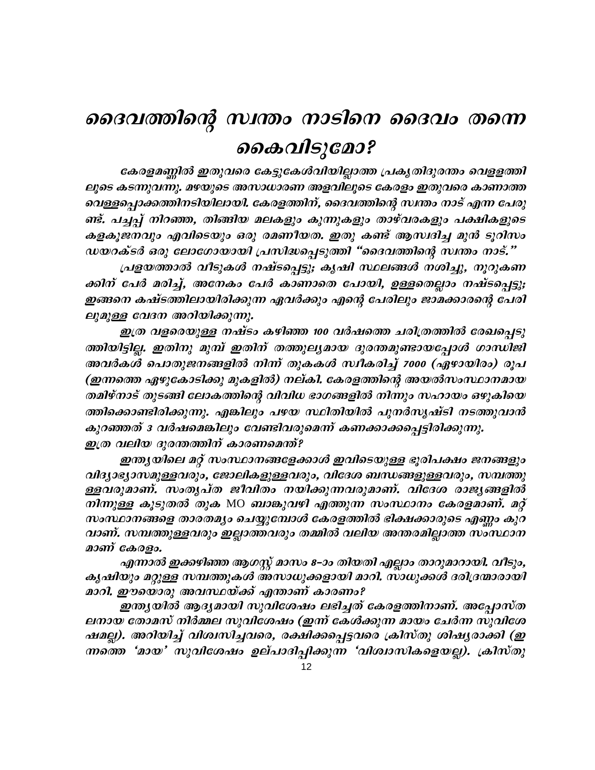# ദൈവത്തിന്റെ സ്വന്തം നാടിനെ ദൈവം തന്നെ കൈവിടുമോ?

*കേരളമണ്ണിൽ ഇതുവരെ കേട്ടുകേൾവിയില്ലാത്ത പ്രകൃതിദുരന്തം വെള്ളത്തിലൂടെ കടന്നുവന്നു. മഴയുടെ അസാധാരണ അളവിലൂടെ കേരളം ഇതുവരെ കാണാത്ത വെള്ളപ്പൊക്കത്തിനടിയിലായി. കേരളത്തിന്, ദൈവത്തിന്റെ സ്വന്തം നാട് എന്ന പേരുണ്ട്. പച്ചപ്പ് നിറഞ്ഞ, തിങ്ങിയ മലകളും കുന്നുകളും താഴ്‌വരകളും പക്ഷികളുടെ കളകൂജനവും എവിടെയും ഒരു രമണീയത. ഇതു കണ്ട് ആസ്വദിച്ച മുൻ ടൂറിസം ഡയറക്ടർ ഒരു ലോഗോയായി പ്രസിദ്ധപ്പെടുത്തി "ദൈവത്തിന്റെ സ്വന്തം നാട്."*

*പ്രളയത്താൽ വീടുകൾ നഷ്ടപ്പെട്ടു; കൃഷി സ്ഥലങ്ങൾ നശിച്ചു, നൂറുകണക്കിന് പേർ മരിച്ച്, അനേകം പേർ കാണാതെ പോയി, ഉള്ളതെല്ലാം നഷ്ടപ്പെട്ടു; ഇങ്ങനെ കഷ്ടത്തിലായിരിക്കുന്ന ഏവർക്കും എന്റെ പേരിലും ജാമക്കാരന്റെ പേരിലുമുള്ള വേദന അറിയിക്കുന്നു.*

*ഇത്ര വളരെയുള്ള നഷ്ടം കഴിഞ്ഞ 100 വർഷത്തെ ചരിത്രത്തിൽ രേഖപ്പെടുത്തിയിട്ടില്ല. ഇതിനു മുമ്പ് ഇതിന് തത്തുല്യമായ ദുരന്തമുണ്ടായപ്പോൾ ഗാന്ധിജി അവർകൾ പൊതുജനങ്ങളിൽ നിന്ന് തുകകൾ സ്വീകരിച്ച് 7000 (ഏഴായിരം) രൂപ (ഇന്നത്തെ ഏഴുകോടിക്കു മുകളിൽ) നല്കി. കേരളത്തിന്റെ അയൽസംസ്ഥാനമായ തമിഴ്നാട് തുടങ്ങി ലോകത്തിന്റെ വിവിധ ഭാഗങ്ങളിൽ നിന്നും സഹായം ഒഴുകിയെത്തിക്കൊണ്ടിരിക്കുന്നു. എങ്കിലും പഴയ സ്ഥിതിയിൽ പുനർസൃഷ്ടി നടത്തുവാൻ കുറഞ്ഞത് 3 വർഷമെങ്കിലും വേണ്ടിവരുമെന്ന് കണക്കാക്കപ്പെട്ടിരിക്കുന്നു.*

*ഇത്ര വലിയ ദുരന്തത്തിന് കാരണമെന്ത്?*

*ഇന്ത്യയിലെ മറ്റ് സംസ്ഥാനങ്ങളേക്കാൾ ഇവിടെയുള്ള ഭൂരിപക്ഷം ജനങ്ങളും വിദ്യാഭ്യാസമുള്ളവരും, ജോലികളുള്ളവരും, വിദേശ ബന്ധങ്ങളുള്ളവരും, സമ്പത്തുള്ളവരുമാണ്. സംതൃപ്ത ജീവിതം നയിക്കുന്നവരുമാണ്. വിദേശ രാജ്യങ്ങളിൽ നിന്നുള്ള കൂടുതൽ തുക MO ബാങ്കുവഴി എത്തുന്ന സംസ്ഥാനം കേരളമാണ്. മറ്റ് സംസ്ഥാനങ്ങളെ താരതമ്യം ചെയ്യുമ്പോൾ കേരളത്തിൽ ഭിക്ഷക്കാരുടെ എണ്ണം കുറവാണ്. സമ്പത്തുള്ളവരും ഇല്ലാത്തവരും തമ്മിൽ വലിയ അന്തരമില്ലാത്ത സംസ്ഥാനമാണ് കേരളം.*

*എന്നാൽ ഇക്കഴിഞ്ഞ ആഗസ്റ്റ് മാസം 8-ാം തിയതി എല്ലാം താറുമാറായി. വീടും, കൃഷിയും മറ്റുള്ള സമ്പത്തുകൾ അസാധുക്കളായി മാറി. സാധുക്കൾ ദരിദ്രന്മാരായി മാറി. ഈയൊരു അവസ്ഥയ്ക്ക് എന്താണ് കാരണം?*

*ഇന്ത്യയിൽ ആദ്യമായി സുവിശേഷം ലഭിച്ചത് കേരളത്തിനാണ്. അപ്പോസ്തലനായ തോമസ് നിർമ്മല സുവിശേഷം (ഇന്ന് കേൾക്കുന്ന മായം ചേർന്ന സുവിശേഷമല്ല). അറിയിച്ച് വിശ്വസിച്ചവരെ, രക്ഷിക്കപ്പെട്ടവരെ ക്രിസ്തു ശിഷ്യരാക്കി (ഇന്നത്തെ 'മായ' സുവിശേഷം ഉല്പാദിപ്പിക്കുന്ന 'വിശ്വാസികളെയല്ല). ക്രിസ്തു*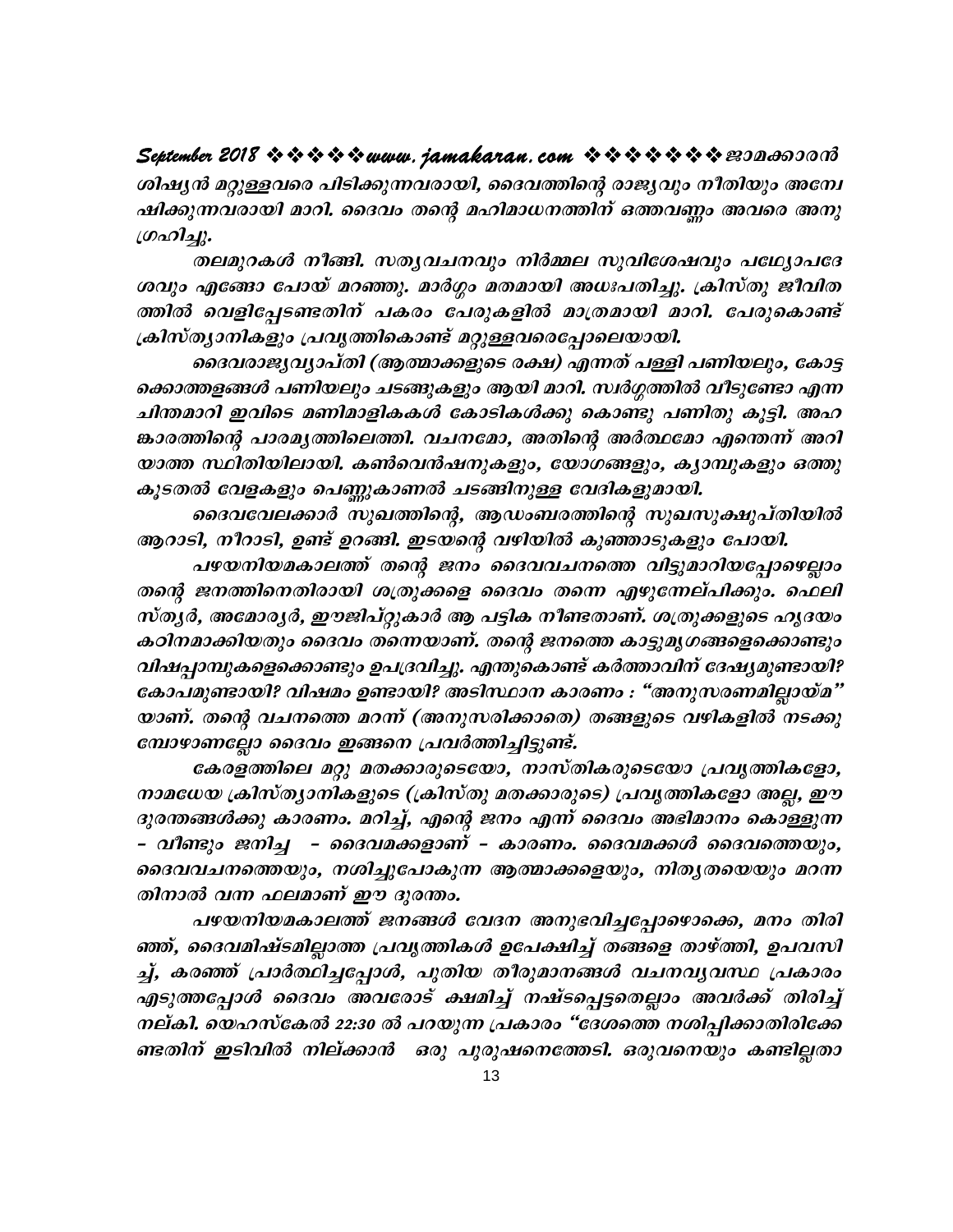ശിഷ്യൻ മറ്റുള്ളവരെ പിടിക്കുന്നവരായി, ദൈവത്തിന്റെ രാജ്യവും നീതിയും അന്വേഷിക്കുന്നവരായി മാറി. ദൈവം തന്റെ മഹിമാധനത്തിന് ഒത്തവണ്ണം അവരെ അനുഗ്രഹിച്ചു.

തലമുറകൾ നീങ്ങി. സത്യവചനവും നിർമ്മല സുവിശേഷവും പഥ്യോപദേശവും എങ്ങോ പോയ് മറഞ്ഞു. മാർഗ്ഗം മതമായി അധഃപതിച്ചു. ക്രിസ്തു ജീവിതത്തിൽ വെളിപ്പേടണ്ടതിന് പകരം പേരുകളിൽ മാത്രമായി മാറി. പേരുകൊണ്ട് ക്രിസ്ത്യാനികളും പ്രവൃത്തികൊണ്ട് മറ്റുള്ളവരെപ്പോലെയായി.

ദൈവരാജ്യവ്യാപ്തി (ആത്മാക്കളുടെ രക്ഷ) എന്നത് പള്ളി പണിയലും, കോട്ടക്കൊത്തളങ്ങൾ പണിയലും ചടങ്ങുകളും ആയി മാറി. സ്വർഗ്ഗത്തിൽ വീടുണ്ടോ എന്ന ചിന്തമാറി ഇവിടെ മണിമാളികകൾ കോടികൾക്കു കൊണ്ടു പണിതു കൂട്ടി. അഹങ്കാരത്തിന്റെ പാരമ്യത്തിലെത്തി. വചനമോ, അതിന്റെ അർത്ഥമോ എന്തെന്ന് അറിയാത്ത സ്ഥിതിയിലായി. കൺവെൻഷനുകളും, യോഗങ്ങളും, ക്യാമ്പുകളും ഒത്തുകൂടതൽ വേളകളും പെണ്ണുകാണൽ ചടങ്ങിനുള്ള വേദികളുമായി.

ദൈവവേലക്കാർ സുഖത്തിന്റെ, ആഡംബരത്തിന്റെ സുഖസുക്ഷുപ്തിയിൽ ആറാടി, നീറാടി, ഉണ്ട് ഉറങ്ങി. ഇടയന്റെ വഴിയിൽ കുഞ്ഞാടുകളും പോയി.

പഴയനിയമകാലത്ത് തന്റെ ജനം ദൈവവചനത്തെ വിട്ടുമാറിയപ്പോഴെല്ലാം തന്റെ ജനത്തിനെതിരായി ശത്രുക്കളെ ദൈവം തന്നെ എഴുന്നേല്പിക്കും. ഫെലിസ്ത്യർ, അമോര്യർ, ഈജിപ്റ്റുകാർ ആ പട്ടിക നീണ്ടതാണ്. ശത്രുക്കളുടെ ഹൃദയം കഠിനമാക്കിയതും ദൈവം തന്നെയാണ്. തന്റെ ജനത്തെ കാട്ടുമൃഗങ്ങളെക്കൊണ്ടും വിഷപ്പാമ്പുകളെക്കൊണ്ടും ഉപദ്രവിച്ചു. എന്തുകൊണ്ട് കർത്താവിന് ദേഷ്യമുണ്ടായി? കോപമുണ്ടായി? വിഷമം ഉണ്ടായി? അടിസ്ഥാന കാരണം : "അനുസരണമില്ലായ്മ" യാണ്. തന്റെ വചനത്തെ മറന്ന് (അനുസരിക്കാതെ) തങ്ങളുടെ വഴികളിൽ നടക്കുമ്പോഴാണല്ലോ ദൈവം ഇങ്ങനെ പ്രവർത്തിച്ചിട്ടുണ്ട്.

കേരളത്തിലെ മറ്റു മതക്കാരുടെയോ, നാസ്തികരുടെയോ പ്രവൃത്തികളോ, നാമധേയ ക്രിസ്ത്യാനികളുടെ (ക്രിസ്തു മതക്കാരുടെ) പ്രവൃത്തികളോ അല്ല, ഈ ദുരന്തങ്ങൾക്കു കാരണം. മറിച്ച്, എന്റെ ജനം എന്ന് ദൈവം അഭിമാനം കൊള്ളുന്ന – വീണ്ടും ജനിച്ച – ദൈവമക്കളാണ് – കാരണം. ദൈവമക്കൾ ദൈവത്തെയും, ദൈവവചനത്തെയും, നശിച്ചുപോകുന്ന ആത്മാക്കളെയും, നിത്യതയെയും മറന്നതിനാൽ വന്ന ഫലമാണ് ഈ ദുരന്തം.

പഴയനിയമകാലത്ത് ജനങ്ങൾ വേദന അനുഭവിച്ചപ്പോഴൊക്കെ, മനം തിരിഞ്ഞ്, ദൈവമിഷ്ടമില്ലാത്ത പ്രവൃത്തികൾ ഉപേക്ഷിച്ച് തങ്ങളെ താഴ്ത്തി, ഉപവസിച്ച്, കരഞ്ഞ് പ്രാർത്ഥിച്ചപ്പോൾ, പുതിയ തീരുമാനങ്ങൾ വചനവ്യവസ്ഥ പ്രകാരം എടുത്തപ്പോൾ ദൈവം അവരോട് ക്ഷമിച്ച് നഷ്ടപ്പെട്ടതെല്ലാം അവർക്ക് തിരിച്ച് നല്കി. യെഹസ്കേൽ 22:30 ൽ പറയുന്ന പ്രകാരം "ദേശത്തെ നശിപ്പിക്കാതിരിക്കേണ്ടതിന് ഇടിവിൽ നില്ക്കാൻ ഒരു പുരുഷനെത്തേടി. ഒരുവനെയും കണ്ടില്ലതാ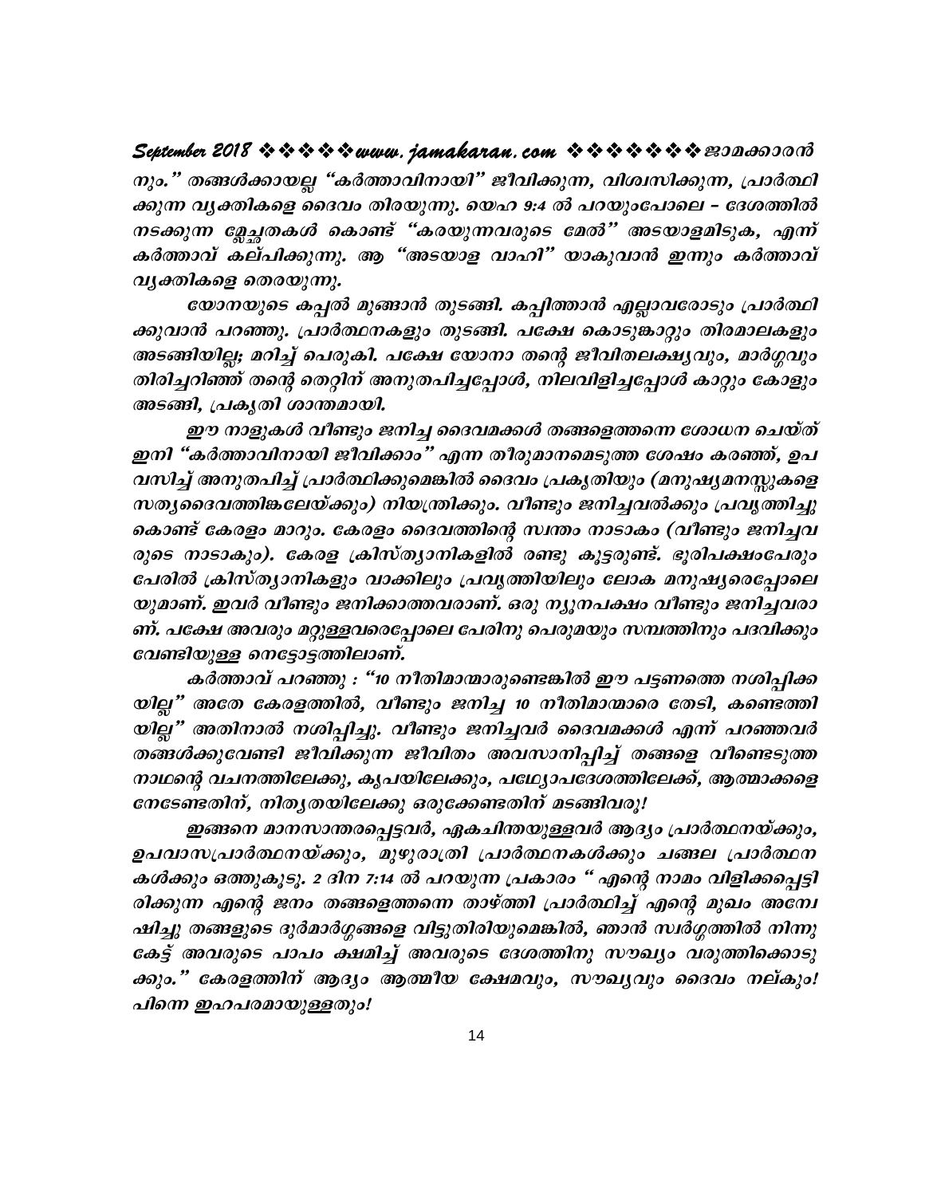നും." തങ്ങൾക്കായല്ല "കർത്താവിനായി" ജീവിക്കുന്ന, വിശ്വസിക്കുന്ന, പ്രാർത്ഥിക്കുന്ന വ്യക്തികളെ ദൈവം തിരയുന്നു. യെഹ 9:4 ൽ പറയുംപോലെ – ദേശത്തിൽ നടക്കുന്ന മ്ലേച്ഛതകൾ കൊണ്ട് "കരയുന്നവരുടെ മേൽ" അടയാളമിടുക, എന്ന് കർത്താവ് കല്പിക്കുന്നു. ആ "അടയാള വാഹി" യാകുവാൻ ഇന്നും കർത്താവ് വ്യക്തികളെ തെരയുന്നു.

യോനയുടെ കപ്പൽ മുങ്ങാൻ തുടങ്ങി. കപ്പിത്താൻ എല്ലാവരോടും പ്രാർത്ഥിക്കുവാൻ പറഞ്ഞു. പ്രാർത്ഥനകളും തുടങ്ങി. പക്ഷേ കൊടുങ്കാറ്റും തിരമാലകളും അടങ്ങിയില്ല; മറിച്ച് പെരുകി. പക്ഷേ യോനാ തന്റെ ജീവിതലക്ഷ്യവും, മാർഗ്ഗവും തിരിച്ചറിഞ്ഞ് തന്റെ തെറ്റിന് അനുതപിച്ചപ്പോൾ, നിലവിളിച്ചപ്പോൾ കാറ്റും കോളും അടങ്ങി, പ്രകൃതി ശാന്തമായി.

ഈ നാളുകൾ വീണ്ടും ജനിച്ച ദൈവമക്കൾ തങ്ങളെത്തന്നെ ശോധന ചെയ്ത് ഇനി "കർത്താവിനായി ജീവിക്കാം" എന്ന തീരുമാനമെടുത്ത ശേഷം കരഞ്ഞ്, ഉപവസിച്ച് അനുതപിച്ച് പ്രാർത്ഥിക്കുമെങ്കിൽ ദൈവം പ്രകൃതിയും (മനുഷ്യമനസ്സുകളെ സത്യദൈവത്തിങ്കലേയ്ക്കും) നിയന്ത്രിക്കും. വീണ്ടും ജനിച്ചവൽക്കും പ്രവൃത്തിച്ചു കൊണ്ട് കേരളം മാറും. കേരളം ദൈവത്തിന്റെ സ്വന്തം നാടാകും (വീണ്ടും ജനിച്ചവരുടെ നാടാകും). കേരള ക്രിസ്ത്യാനികളിൽ രണ്ടു കൂട്ടരുണ്ട്. ഭൂരിപക്ഷംപേരും പേരിൽ ക്രിസ്ത്യാനികളും വാക്കിലും പ്രവൃത്തിയിലും ലോക മനുഷ്യരെപ്പോലെയുമാണ്. ഇവർ വീണ്ടും ജനിക്കാത്തവരാണ്. ഒരു ന്യൂനപക്ഷം വീണ്ടും ജനിച്ചവരാണ്. പക്ഷേ അവരും മറ്റുള്ളവരെപ്പോലെ പേരിനു പെരുമയും സമ്പത്തിനും പദവിക്കും വേണ്ടിയുള്ള നെട്ടോട്ടത്തിലാണ്.

കർത്താവ് പറഞ്ഞു : "10 നീതിമാന്മാരുണ്ടെങ്കിൽ ഈ പട്ടണത്തെ നശിപ്പിക്കയില്ല" അതേ കേരളത്തിൽ, വീണ്ടും ജനിച്ച 10 നീതിമാന്മാരെ തേടി, കണ്ടെത്തിയില്ല" അതിനാൽ നശിപ്പിച്ചു. വീണ്ടും ജനിച്ചവർ ദൈവമക്കൾ എന്ന് പറഞ്ഞവർ തങ്ങൾക്കുവേണ്ടി ജീവിക്കുന്ന ജീവിതം അവസാനിപ്പിച്ച് തങ്ങളെ വീണ്ടെടുത്ത നാഥന്റെ വചനത്തിലേക്കു, കൃപയിലേക്കും, പഥ്യോപദേശത്തിലേക്ക്, ആത്മാക്കളെ നേടേണ്ടതിന്, നിത്യതയിലേക്കു ഒരുക്കേണ്ടതിന് മടങ്ങിവരൂ!

ഇങ്ങനെ മാനസാന്തരപ്പെട്ടവർ, ഏകചിന്തയുള്ളവർ ആദ്യം പ്രാർത്ഥനയ്ക്കും, ഉപവാസപ്രാർത്ഥനയ്ക്കും, മുഴുരാത്രി പ്രാർത്ഥനകൾക്കും ചങ്ങല പ്രാർത്ഥനകൾക്കും ഒത്തുകൂടൂ. 2 ദിന 7:14 ൽ പറയുന്ന പ്രകാരം " എന്റെ നാമം വിളിക്കപ്പെട്ടിരിക്കുന്ന എന്റെ ജനം തങ്ങളെത്തന്നെ താഴ്ത്തി പ്രാർത്ഥിച്ച് എന്റെ മുഖം അന്വേഷിച്ചു തങ്ങളുടെ ദുർമാർഗ്ഗങ്ങളെ വിട്ടുതിരിയുമെങ്കിൽ, ഞാൻ സ്വർഗ്ഗത്തിൽ നിന്നു കേട്ട് അവരുടെ പാപം ക്ഷമിച്ച് അവരുടെ ദേശത്തിനു സൗഖ്യം വരുത്തിക്കൊടുക്കും." കേരളത്തിന് ആദ്യം ആത്മീയ ക്ഷേമവും, സൗഖ്യവും ദൈവം നല്കും! പിന്നെ ഇഹപരമായുള്ളതും!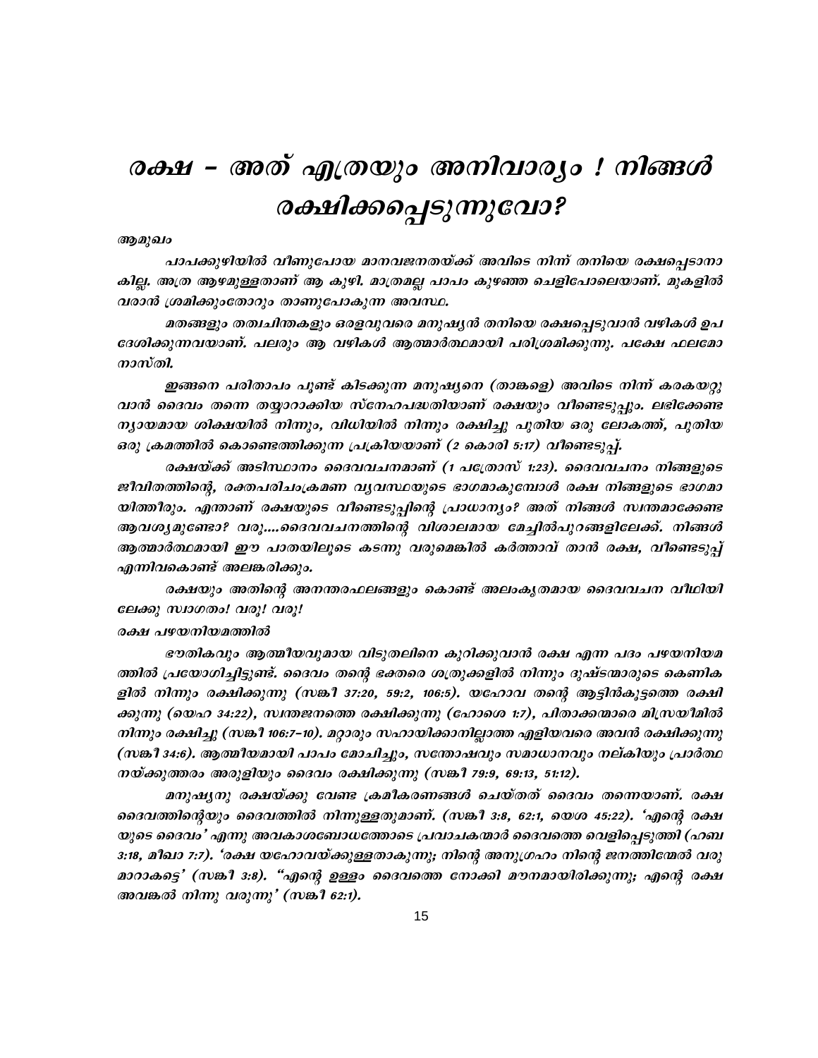# രക്ഷ - അത് എത്രയും അനിവാര്യം ! നിങ്ങൾ രക്ഷിക്കപ്പെടുന്നുവോ?

***ആമുഖം***

*പാപക്കുഴിയിൽ വീണുപോയ മാനവജനതയ്ക്ക് അവിടെ നിന്ന് തനിയെ രക്ഷപ്പെടാനാകില്ല. അത്ര ആഴമുള്ളതാണ് ആ കുഴി. മാത്രമല്ല പാപം കുഴഞ്ഞ ചെളിപോലെയാണ്. മുകളിൽ വരാൻ ശ്രമിക്കുംതോറും താണുപോകുന്ന അവസ്ഥ.*

*മതങ്ങളും തത്വചിന്തകളും ഒരളവുവരെ മനുഷ്യൻ തനിയെ രക്ഷപ്പെടുവാൻ വഴികൾ ഉപദേശിക്കുന്നവയാണ്. പലരും ആ വഴികൾ ആത്മാർത്ഥമായി പരിശ്രമിക്കുന്നു. പക്ഷേ ഫലമോ നാസ്തി.*

*ഇങ്ങനെ പരിതാപം പൂണ്ട് കിടക്കുന്ന മനുഷ്യനെ (താങ്കളെ) അവിടെ നിന്ന് കരകയറ്റുവാൻ ദൈവം തന്നെ തയ്യാറാക്കിയ സ്നേഹപദ്ധതിയാണ് രക്ഷയും വീണ്ടെടുപ്പും. ലഭിക്കേണ്ട ന്യായമായ ശിക്ഷയിൽ നിന്നും, വിധിയിൽ നിന്നും രക്ഷിച്ചു പുതിയ ഒരു ലോകത്ത്, പുതിയ ഒരു ക്രമത്തിൽ കൊണ്ടെത്തിക്കുന്ന പ്രക്രിയയാണ് (2 കൊരി 5:17) വീണ്ടെടുപ്പ്.*

*രക്ഷയ്ക്ക് അടിസ്ഥാനം ദൈവവചനമാണ് (1 പത്രോസ് 1:23). ദൈവവചനം നിങ്ങളുടെ ജീവിതത്തിന്റെ, രക്തപരിചംക്രമണ വ്യവസ്ഥയുടെ ഭാഗമാകുമ്പോൾ രക്ഷ നിങ്ങളുടെ ഭാഗമായിത്തീരും. എന്താണ് രക്ഷയുടെ വീണ്ടെടുപ്പിന്റെ പ്രാധാന്യം? അത് നിങ്ങൾ സ്വന്തമാക്കേണ്ട ആവശ്യമുണ്ടോ? വരൂ....ദൈവവചനത്തിന്റെ വിശാലമായ മേച്ചിൽപുറങ്ങളിലേക്ക്. നിങ്ങൾ ആത്മാർത്ഥമായി ഈ പാതയിലൂടെ കടന്നു വരുമെങ്കിൽ കർത്താവ് താൻ രക്ഷ, വീണ്ടെടുപ്പ് എന്നിവകൊണ്ട് അലങ്കരിക്കും.*

*രക്ഷയും അതിന്റെ അനന്തരഫലങ്ങളും കൊണ്ട് അലംകൃതമായ ദൈവവചന വീഥിയിലേക്കു സ്വാഗതം! വരൂ! വരൂ!*

***രക്ഷ പഴയനിയമത്തിൽ***

*ഭൗതികവും ആത്മീയവുമായ വിടുതലിനെ കുറിക്കുവാൻ രക്ഷ എന്ന പദം പഴയനിയമത്തിൽ പ്രയോഗിച്ചിട്ടുണ്ട്. ദൈവം തന്റെ ഭക്തരെ ശത്രുക്കളിൽ നിന്നും ദുഷ്ടന്മാരുടെ കെണികളിൽ നിന്നും രക്ഷിക്കുന്നു (സങ്കീ 37:20, 59:2, 106:5). യഹോവ തന്റെ ആട്ടിൻകൂട്ടത്തെ രക്ഷിക്കുന്നു (യെഹ 34:22), സ്വന്തജനത്തെ രക്ഷിക്കുന്നു (ഹോശെ 1:7), പിതാക്കന്മാരെ മിസ്രയീമിൽ നിന്നും രക്ഷിച്ചു (സങ്കീ 106:7-10). മറ്റാരും സഹായിക്കാനില്ലാത്ത എളിയവരെ അവൻ രക്ഷിക്കുന്നു (സങ്കീ 34:6). ആത്മീയമായി പാപം മോചിച്ചും, സന്തോഷവും സമാധാനവും നല്കിയും പ്രാർത്ഥനയ്ക്കുത്തരം അരുളിയും ദൈവം രക്ഷിക്കുന്നു (സങ്കീ 79:9, 69:13, 51:12).*

*മനുഷ്യനു രക്ഷയ്ക്കു വേണ്ട ക്രമീകരണങ്ങൾ ചെയ്തത് ദൈവം തന്നെയാണ്. രക്ഷ ദൈവത്തിന്റെയും ദൈവത്തിൽ നിന്നുള്ളതുമാണ്. (സങ്കീ 3:8, 62:1, യെശ 45:22). 'എന്റെ രക്ഷയുടെ ദൈവം' എന്നു അവകാശബോധത്തോടെ പ്രവാചകന്മാർ ദൈവത്തെ വെളിപ്പെടുത്തി (ഹബ 3:18, മീഖാ 7:7). 'രക്ഷ യഹോവയ്ക്കുള്ളതാകുന്നു; നിന്റെ അനുഗ്രഹം നിന്റെ ജനത്തിന്മേൽ വരുമാറാകട്ടെ' (സങ്കീ 3:8). "എന്റെ ഉള്ളം ദൈവത്തെ നോക്കി മൗനമായിരിക്കുന്നു; എന്റെ രക്ഷ അവങ്കൽ നിന്നു വരുന്നു' (സങ്കീ 62:1).*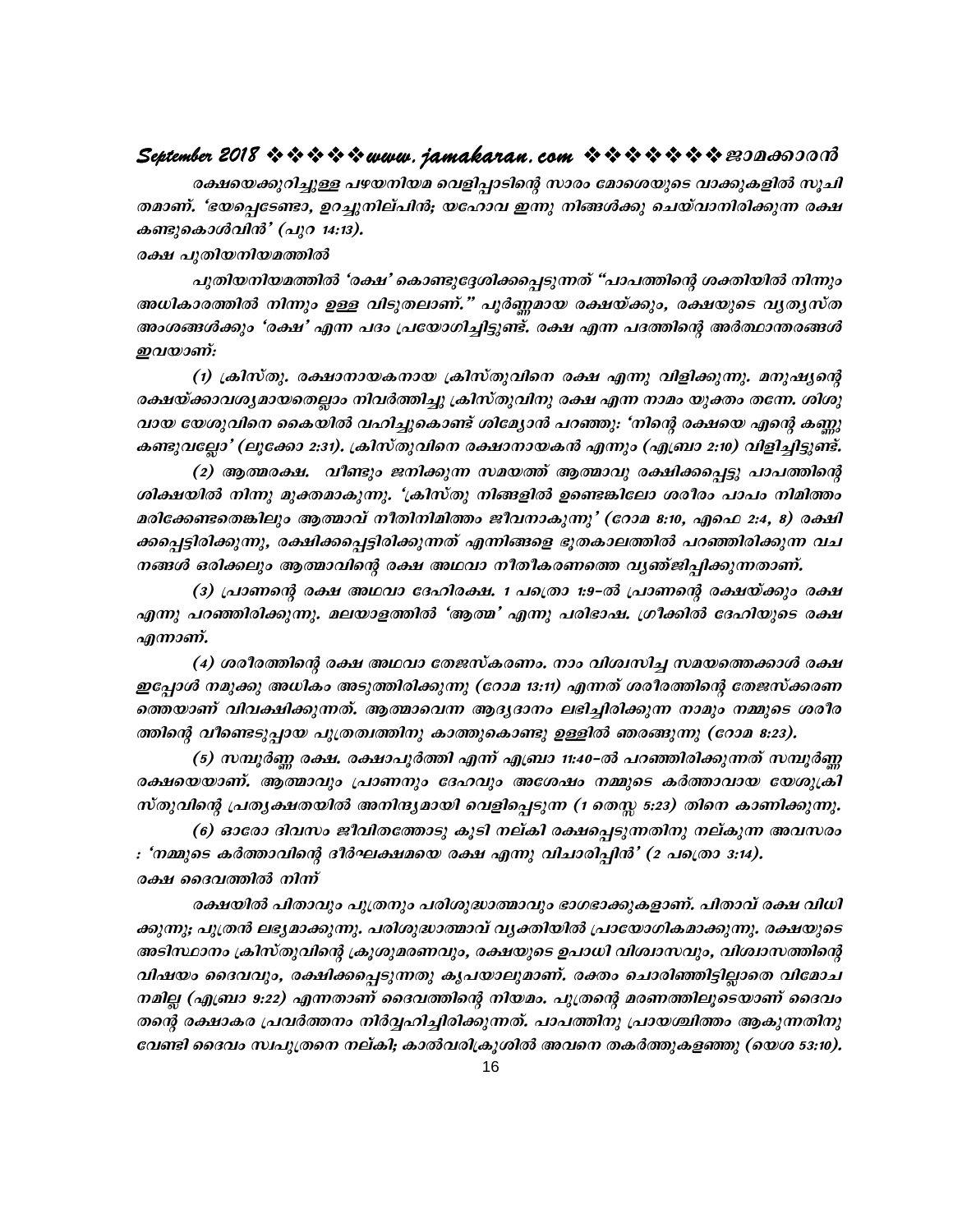രക്ഷയെക്കുറിച്ചുള്ള പഴയനിയമ വെളിപ്പാടിന്റെ സാരം മോശെയുടെ വാക്കുകളിൽ സൂചിതമാണ്. 'ഭയപ്പെടേണ്ടാ, ഉറച്ചുനില്പിൻ; യഹോവ ഇന്നു നിങ്ങൾക്കു ചെയ്‌വാനിരിക്കുന്ന രക്ഷ കണ്ടുകൊൾവിൻ' (പുറ 14:13).

**രക്ഷ പുതിയനിയമത്തിൽ**

പുതിയനിയമത്തിൽ 'രക്ഷ' കൊണ്ടുദ്ദേശിക്കപ്പെടുന്നത് "പാപത്തിന്റെ ശക്തിയിൽ നിന്നും അധികാരത്തിൽ നിന്നും ഉള്ള വിടുതലാണ്." പൂർണ്ണമായ രക്ഷയ്ക്കും, രക്ഷയുടെ വ്യത്യസ്ത അംശങ്ങൾക്കും 'രക്ഷ' എന്ന പദം പ്രയോഗിച്ചിട്ടുണ്ട്. രക്ഷ എന്ന പദത്തിന്റെ അർത്ഥാന്തരങ്ങൾ ഇവയാണ്:

(1) ക്രിസ്തു. രക്ഷാനായകനായ ക്രിസ്തുവിനെ രക്ഷ എന്നു വിളിക്കുന്നു. മനുഷ്യന്റെ രക്ഷയ്ക്കാവശ്യമായതെല്ലാം നിവർത്തിച്ച ക്രിസ്തുവിനു രക്ഷ എന്ന നാമം യുക്തം തന്നേ. ശിശുവായ യേശുവിനെ കൈയിൽ വഹിച്ചുകൊണ്ട് ശിമ്യോൻ പറഞ്ഞു: 'നിന്റെ രക്ഷയെ എന്റെ കണ്ണു കണ്ടുവല്ലോ' (ലൂക്കോ 2:31). ക്രിസ്തുവിനെ രക്ഷാനായകൻ എന്നും (എബ്രാ 2:10) വിളിച്ചിട്ടുണ്ട്.

(2) ആത്മരക്ഷ. വീണ്ടും ജനിക്കുന്ന സമയത്ത് ആത്മാവു രക്ഷിക്കപ്പെട്ടു പാപത്തിന്റെ ശിക്ഷയിൽ നിന്നു മുക്തമാകുന്നു. 'ക്രിസ്തു നിങ്ങളിൽ ഉണ്ടെങ്കിലോ ശരീരം പാപം നിമിത്തം മരിക്കേണ്ടതെങ്കിലും ആത്മാവ് നീതിനിമിത്തം ജീവനാകുന്നു' (റോമ 8:10, എഫെ 2:4, 8) രക്ഷിക്കപ്പെട്ടിരിക്കുന്നു, രക്ഷിക്കപ്പെട്ടിരിക്കുന്നത് എന്നിങ്ങളെ ഭൂതകാലത്തിൽ പറഞ്ഞിരിക്കുന്ന വചനങ്ങൾ ഒരിക്കലും ആത്മാവിന്റെ രക്ഷ അഥവാ നീതീകരണത്തെ വ്യഞ്ജിപ്പിക്കുന്നതാണ്.

(3) പ്രാണന്റെ രക്ഷ അഥവാ ദേഹിരക്ഷ. 1 പത്രൊ 1:9-ൽ പ്രാണന്റെ രക്ഷയ്ക്കും രക്ഷ എന്നു പറഞ്ഞിരിക്കുന്നു. മലയാളത്തിൽ 'ആത്മ' എന്നു പരിഭാഷ. ഗ്രീക്കിൽ ദേഹിയുടെ രക്ഷ എന്നാണ്.

(4) ശരീരത്തിന്റെ രക്ഷ അഥവാ തേജസ്കരണം. നാം വിശ്വസിച്ച സമയത്തെക്കാൾ രക്ഷ ഇപ്പോൾ നമുക്കു അധികം അടുത്തിരിക്കുന്നു (റോമ 13:11) എന്നത് ശരീരത്തിന്റെ തേജസ്ക്കരണത്തെയാണ് വിവക്ഷിക്കുന്നത്. ആത്മാവെന്ന ആദ്യദാനം ലഭിച്ചിരിക്കുന്ന നാമും നമ്മുടെ ശരീരത്തിന്റെ വീണ്ടെടുപ്പായ പുത്രത്വത്തിനു കാത്തുകൊണ്ടു ഉള്ളിൽ ഞരങ്ങുന്നു (റോമ 8:23).

(5) സമ്പൂർണ്ണ രക്ഷ. രക്ഷാപൂർത്തി എന്ന് എബ്രാ 11:40-ൽ പറഞ്ഞിരിക്കുന്നത് സമ്പൂർണ്ണ രക്ഷയെയാണ്. ആത്മാവും പ്രാണനും ദേഹവും അശേഷം നമ്മുടെ കർത്താവായ യേശുക്രിസ്തുവിന്റെ പ്രത്യക്ഷതയിൽ അനിന്ദ്യമായി വെളിപ്പെടുന്ന (1 തെസ്സ 5:23) തിനെ കാണിക്കുന്നു.

(6) ഓരോ ദിവസം ജീവിതത്തോടു കൂടി നല്കി രക്ഷപ്പെടുന്നതിനു നല്കുന്ന അവസരം : 'നമ്മുടെ കർത്താവിന്റെ ദീർഘക്ഷമയെ രക്ഷ എന്നു വിചാരിപ്പിൻ' (2 പത്രൊ 3:14).

**രക്ഷ ദൈവത്തിൽ നിന്ന്**

രക്ഷയിൽ പിതാവും പുത്രനും പരിശുദ്ധാത്മാവും ഭാഗഭാക്കുകളാണ്. പിതാവ് രക്ഷ വിധിക്കുന്നു; പുത്രൻ ലഭ്യമാക്കുന്നു. പരിശുദ്ധാത്മാവ് വ്യക്തിയിൽ പ്രായോഗികമാക്കുന്നു. രക്ഷയുടെ അടിസ്ഥാനം ക്രിസ്തുവിന്റെ ക്രൂശുമരണവും, രക്ഷയുടെ ഉപാധി വിശ്വാസവും, വിശ്വാസത്തിന്റെ വിഷയം ദൈവവും, രക്ഷിക്കപ്പെടുന്നതു കൃപയാലുമാണ്. രക്തം ചൊരിഞ്ഞിട്ടില്ലാതെ വിമോചനമില്ല (എബ്രാ 9:22) എന്നതാണ് ദൈവത്തിന്റെ നിയമം. പുത്രന്റെ മരണത്തിലൂടെയാണ് ദൈവം തന്റെ രക്ഷാകര പ്രവർത്തനം നിർവ്വഹിച്ചിരിക്കുന്നത്. പാപത്തിനു പ്രായശ്ചിത്തം ആകുന്നതിനു വേണ്ടി ദൈവം സ്വപുത്രനെ നല്കി; കാൽവരിക്രൂശിൽ അവനെ തകർത്തുകളഞ്ഞു (യെശ 53:10).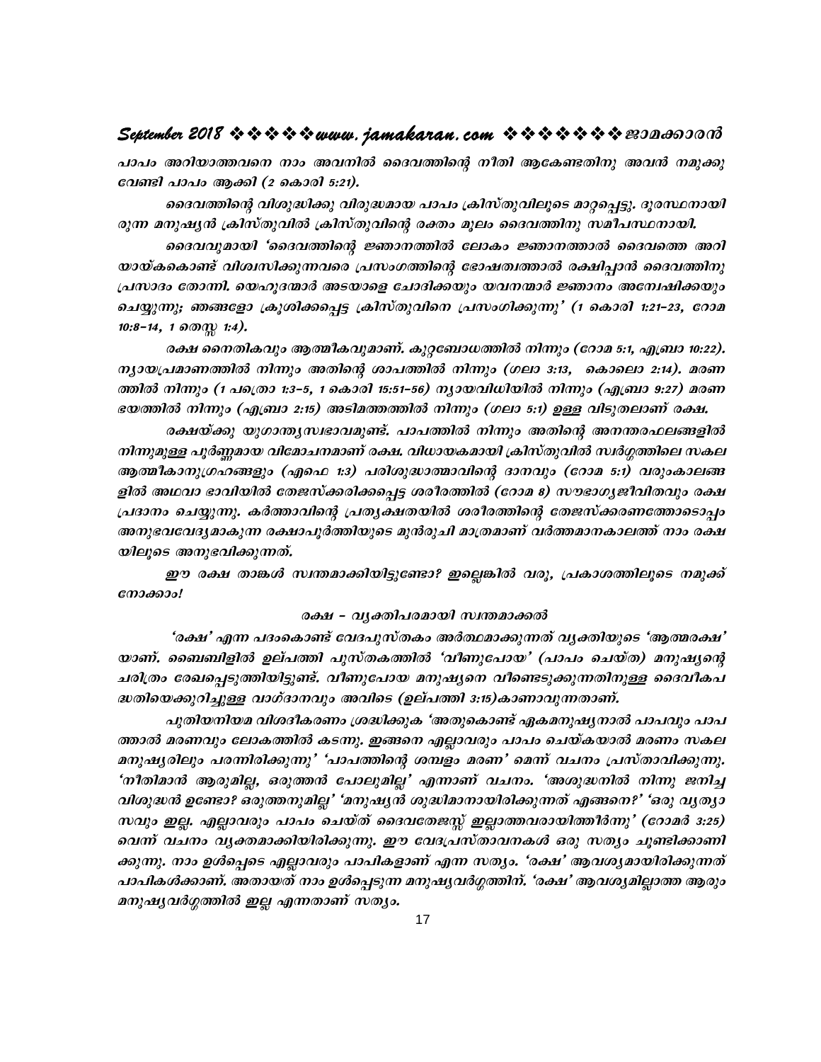പാപം അറിയാത്തവനെ നാം അവനിൽ ദൈവത്തിന്റെ നീതി ആകേണ്ടതിനു അവൻ നമുക്കു വേണ്ടി പാപം ആക്കി (2 കൊരി 5:21).

ദൈവത്തിന്റെ വിശുദ്ധിക്കു വിരുദ്ധമായ പാപം ക്രിസ്തുവിലൂടെ മാറ്റപ്പെട്ടു. ദൂരസ്ഥനായിരുന്ന മനുഷ്യൻ ക്രിസ്തുവിൽ ക്രിസ്തുവിന്റെ രക്തം മൂലം ദൈവത്തിനു സമീപസ്ഥനായി.

ദൈവവുമായി 'ദൈവത്തിന്റെ ജ്ഞാനത്തിൽ ലോകം ജ്ഞാനത്താൽ ദൈവത്തെ അറിയായ്കകൊണ്ട് വിശ്വസിക്കുന്നവരെ പ്രസംഗത്തിന്റെ ഭോഷത്വത്താൽ രക്ഷിപ്പാൻ ദൈവത്തിനു പ്രസാദം തോന്നി. യെഹൂദന്മാർ അടയാളെ ചോദിക്കയും യവനന്മാർ ജ്ഞാനം അന്വേഷിക്കയും ചെയ്യുന്നു; ഞങ്ങളോ ക്രൂശിക്കപ്പെട്ട ക്രിസ്തുവിനെ പ്രസംഗിക്കുന്നു' (1 കൊരി 1:21-23, റോമ 10:8-14, 1 തെസ്സ 1:4).

രക്ഷ നൈതികവും ആത്മീകവുമാണ്. കുറ്റബോധത്തിൽ നിന്നും (റോമ 5:1, എബ്രാ 10:22). ന്യായപ്രമാണത്തിൽ നിന്നും അതിന്റെ ശാപത്തിൽ നിന്നും (ഗലാ 3:13, കൊലൊ 2:14). മരണത്തിൽ നിന്നും (1 പത്രൊ 1:3-5, 1 കൊരി 15:51-56) ന്യായവിധിയിൽ നിന്നും (എബ്രാ 9:27) മരണഭയത്തിൽ നിന്നും (എബ്രാ 2:15) അടിമത്തത്തിൽ നിന്നും (ഗലാ 5:1) ഉള്ള വിടുതലാണ് രക്ഷ.

രക്ഷയ്ക്കു യുഗാന്ത്യസ്വഭാവമുണ്ട്. പാപത്തിൽ നിന്നും അതിന്റെ അനന്തരഫലങ്ങളിൽ നിന്നുമുള്ള പൂർണ്ണമായ വിമോചനമാണ് രക്ഷ. വിധായകമായി ക്രിസ്തുവിൽ സ്വർഗ്ഗത്തിലെ സകല ആത്മീകാനുഗ്രഹങ്ങളും (എഫെ 1:3) പരിശുദ്ധാത്മാവിന്റെ ദാനവും (റോമ 5:1) വരുംകാലങ്ങളിൽ അഥവാ ഭാവിയിൽ തേജസ്ക്കരിക്കപ്പെട്ട ശരീരത്തിൽ (റോമ 8) സൗഭാഗ്യജീവിതവും രക്ഷ പ്രദാനം ചെയ്യുന്നു. കർത്താവിന്റെ പ്രത്യക്ഷതയിൽ ശരീരത്തിന്റെ തേജസ്ക്കരണത്തോടൊപ്പം അനുഭവവേദ്യമാകുന്ന രക്ഷാപൂർത്തിയുടെ മുൻരുചി മാത്രമാണ് വർത്തമാനകാലത്ത് നാം രക്ഷയിലൂടെ അനുഭവിക്കുന്നത്.

ഈ രക്ഷ താങ്കൾ സ്വന്തമാക്കിയിട്ടുണ്ടോ? ഇല്ലെങ്കിൽ വരൂ, പ്രകാശത്തിലൂടെ നമുക്ക് നോക്കാം!

### രക്ഷ – വ്യക്തിപരമായി സ്വന്തമാക്കൽ

'രക്ഷ' എന്ന പദംകൊണ്ട് വേദപുസ്തകം അർത്ഥമാക്കുന്നത് വ്യക്തിയുടെ 'ആത്മരക്ഷ' യാണ്. ബൈബിളിൽ ഉല്പത്തി പുസ്തകത്തിൽ 'വീണുപോയ' (പാപം ചെയ്ത) മനുഷ്യന്റെ ചരിത്രം രേഖപ്പെടുത്തിയിട്ടുണ്ട്. വീണുപോയ മനുഷ്യനെ വീണ്ടെടുക്കുന്നതിനുള്ള ദൈവീകപദ്ധതിയെക്കുറിച്ചുള്ള വാഗ്ദാനവും അവിടെ (ഉല്പത്തി 3:15)കാണാവുന്നതാണ്.

പുതിയനിയമ വിശദീകരണം ശ്രദ്ധിക്കുക 'അതുകൊണ്ട് ഏകമനുഷ്യനാൽ പാപവും പാപത്താൽ മരണവും ലോകത്തിൽ കടന്നു. ഇങ്ങനെ എല്ലാവരും പാപം ചെയ്കയാൽ മരണം സകല മനുഷ്യരിലും പരന്നിരിക്കുന്നു' 'പാപത്തിന്റെ ശമ്പളം മരണ' മെന്ന് വചനം പ്രസ്താവിക്കുന്നു. 'നീതിമാൻ ആരുമില്ല, ഒരുത്തൻ പോലുമില്ല' എന്നാണ് വചനം. 'അശുദ്ധനിൽ നിന്നു ജനിച്ച വിശുദ്ധൻ ഉണ്ടോ? ഒരുത്തനുമില്ല' 'മനുഷ്യൻ ശുദ്ധിമാനായിരിക്കുന്നത് എങ്ങനെ?' 'ഒരു വ്യത്യാസവും ഇല്ല. എല്ലാവരും പാപം ചെയ്ത് ദൈവതേജസ്സ് ഇല്ലാത്തവരായിത്തീർന്നു' (റോമർ 3:25) വെന്ന് വചനം വ്യക്തമാക്കിയിരിക്കുന്നു. ഈ വേദപ്രസ്താവനകൾ ഒരു സത്യം ചൂണ്ടിക്കാണിക്കുന്നു. നാം ഉൾപ്പെടെ എല്ലാവരും പാപികളാണ് എന്ന സത്യം. 'രക്ഷ' ആവശ്യമായിരിക്കുന്നത് പാപികൾക്കാണ്. അതായത് നാം ഉൾപ്പെടുന്ന മനുഷ്യവർഗ്ഗത്തിന്. 'രക്ഷ' ആവശ്യമില്ലാത്ത ആരും മനുഷ്യവർഗ്ഗത്തിൽ ഇല്ല എന്നതാണ് സത്യം.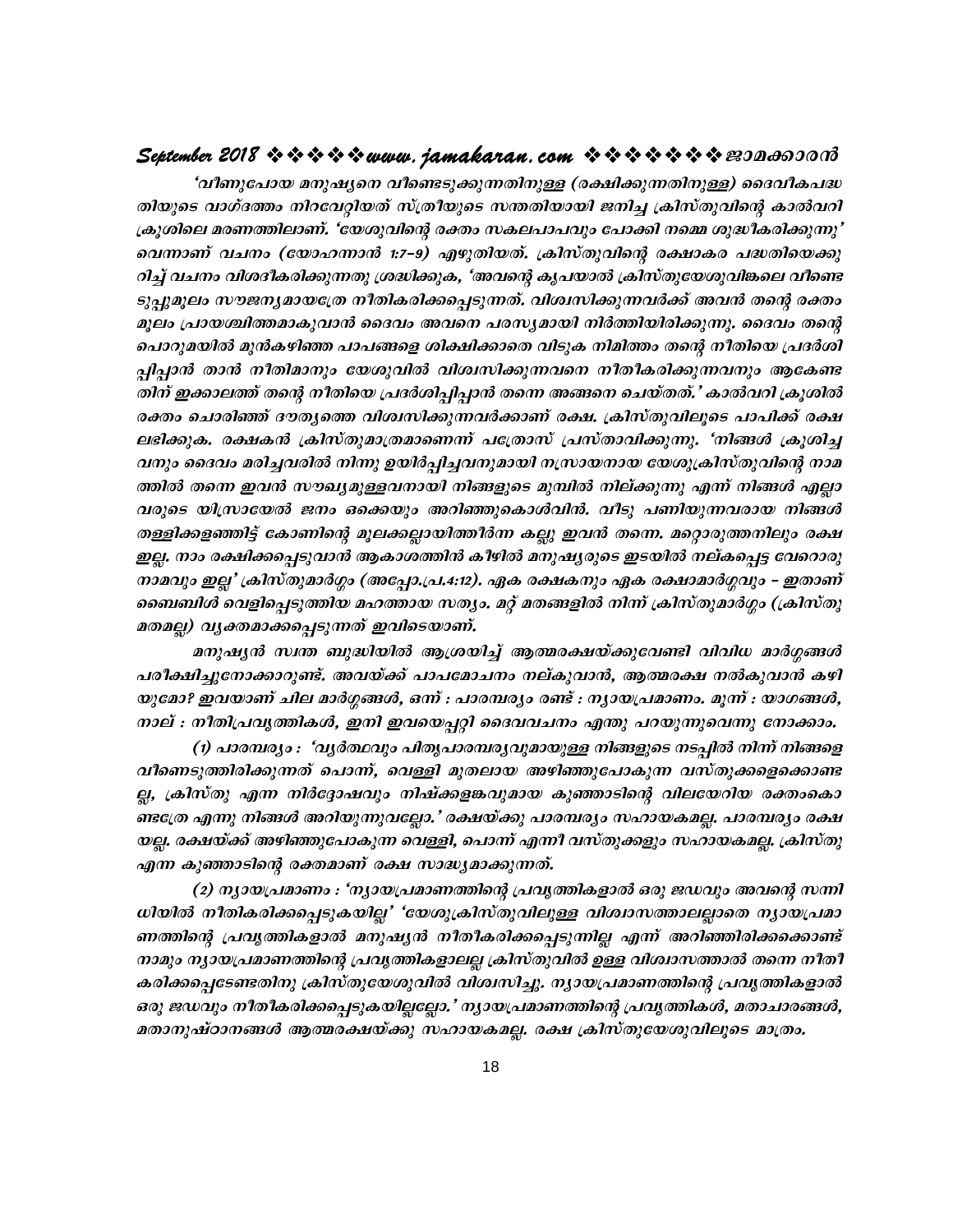*'വീണുപോയ മനുഷ്യനെ വീണ്ടെടുക്കുന്നതിനുള്ള (രക്ഷിക്കുന്നതിനുള്ള) ദൈവീകപദ്ധതിയുടെ വാഗ്ദത്തം നിറവേറ്റിയത് സ്ത്രീയുടെ സന്തതിയായി ജനിച്ച ക്രിസ്തുവിന്റെ കാൽവറി ക്രൂശിലെ മരണത്തിലാണ്. 'യേശുവിന്റെ രക്തം സകലപാപവും പോക്കി നമ്മെ ശുദ്ധീകരിക്കുന്നു' വെന്നാണ് വചനം (യോഹന്നാൻ 1:7-9) എഴുതിയത്. ക്രിസ്തുവിന്റെ രക്ഷാകര പദ്ധതിയെക്കുറിച്ച് വചനം വിശദീകരിക്കുന്നതു ശ്രദ്ധിക്കുക, 'അവന്റെ കൃപയാൽ ക്രിസ്തുയേശുവിങ്കലെ വീണ്ടെടുപ്പുമൂലം സൗജന്യമായത്രേ നീതികരിക്കപ്പെടുന്നത്. വിശ്വസിക്കുന്നവർക്ക് അവൻ തന്റെ രക്തം മൂലം പ്രായശ്ചിത്തമാകുവാൻ ദൈവം അവനെ പരസ്യമായി നിർത്തിയിരിക്കുന്നു. ദൈവം തന്റെ പൊറുമയിൽ മുൻകഴിഞ്ഞ പാപങ്ങളെ ശിക്ഷിക്കാതെ വിടുക നിമിത്തം തന്റെ നീതിയെ പ്രദർശിപ്പിപ്പാൻ താൻ നീതിമാനും യേശുവിൽ വിശ്വസിക്കുന്നവനെ നീതീകരിക്കുന്നവനും ആകേണ്ടതിന് ഇക്കാലത്ത് തന്റെ നീതിയെ പ്രദർശിപ്പിപ്പാൻ തന്നെ അങ്ങനെ ചെയ്തത്.' കാൽവറി ക്രൂശിൽ രക്തം ചൊരിഞ്ഞ് ദൗത്യത്തെ വിശ്വസിക്കുന്നവർക്കാണ് രക്ഷ. ക്രിസ്തുവിലൂടെ പാപിക്ക് രക്ഷ ലഭിക്കുക. രക്ഷകൻ ക്രിസ്തുമാത്രമാണെന്ന് പത്രോസ് പ്രസ്താവിക്കുന്നു. 'നിങ്ങൾ ക്രൂശിച്ചവനും ദൈവം മരിച്ചവരിൽ നിന്നു ഉയിർപ്പിച്ചവനുമായി നസ്രായനായ യേശുക്രിസ്തുവിന്റെ നാമത്തിൽ തന്നെ ഇവൻ സൗഖ്യമുള്ളവനായി നിങ്ങളുടെ മുമ്പിൽ നില്ക്കുന്നു എന്ന് നിങ്ങൾ എല്ലാവരുടെ യിസ്രായേൽ ജനം ഒക്കെയും അറിഞ്ഞുകൊൾവിൻ. വീടു പണിയുന്നവരായ നിങ്ങൾ തള്ളിക്കളഞ്ഞിട്ട് കോണിന്റെ മൂലക്കല്ലായിത്തീർന്ന കല്ലു ഇവൻ തന്നെ. മറ്റൊരുത്തനിലും രക്ഷ ഇല്ല. നാം രക്ഷിക്കപ്പെടുവാൻ ആകാശത്തിൻ കീഴിൽ മനുഷ്യരുടെ ഇടയിൽ നല്കപ്പെട്ട വേറൊരു നാമവും ഇല്ല' ക്രിസ്തുമാർഗ്ഗം (അപ്പോ.പ്ര.4:12). ഏക രക്ഷകനും ഏക രക്ഷാമാർഗ്ഗവും – ഇതാണ് ബൈബിൾ വെളിപ്പെടുത്തിയ മഹത്തായ സത്യം. മറ്റ് മതങ്ങളിൽ നിന്ന് ക്രിസ്തുമാർഗ്ഗം (ക്രിസ്തുമതമല്ല) വ്യക്തമാക്കപ്പെടുന്നത് ഇവിടെയാണ്.*

*മനുഷ്യൻ സ്വന്ത ബുദ്ധിയിൽ ആശ്രയിച്ച് ആത്മരക്ഷയ്ക്കുവേണ്ടി വിവിധ മാർഗ്ഗങ്ങൾ പരീക്ഷിച്ചുനോക്കാറുണ്ട്. അവയ്ക്ക് പാപമോചനം നല്കുവാൻ, ആത്മരക്ഷ നൽകുവാൻ കഴിയുമോ? ഇവയാണ് ചില മാർഗ്ഗങ്ങൾ, ഒന്ന് : പാരമ്പര്യം രണ്ട് : ന്യായപ്രമാണം. മൂന്ന് : യാഗങ്ങൾ, നാല് : നീതിപ്രവൃത്തികൾ, ഇനി ഇവയെപ്പറ്റി ദൈവവചനം എന്തു പറയുന്നുവെന്നു നോക്കാം.*

*(1) പാരമ്പര്യം : 'വ്യർത്ഥവും പിതൃപാരമ്പര്യവുമായുള്ള നിങ്ങളുടെ നടപ്പിൽ നിന്ന് നിങ്ങളെ വീണ്ടെടുത്തിരിക്കുന്നത് പൊന്ന്, വെള്ളി മുതലായ അഴിഞ്ഞുപോകുന്ന വസ്തുക്കളെക്കൊണ്ടല്ല, ക്രിസ്തു എന്ന നിർദ്ദോഷവും നിഷ്ക്കളങ്കവുമായ കുഞ്ഞാടിന്റെ വിലയേറിയ രക്തംകൊണ്ടത്രേ എന്നു നിങ്ങൾ അറിയുന്നുവല്ലോ.' രക്ഷയ്ക്കു പാരമ്പര്യം സഹായകമല്ല. പാരമ്പര്യം രക്ഷയല്ല. രക്ഷയ്ക്ക് അഴിഞ്ഞുപോകുന്ന വെള്ളി, പൊന്ന് എന്നീ വസ്തുക്കളും സഹായകമല്ല. ക്രിസ്തു എന്ന കുഞ്ഞാടിന്റെ രക്തമാണ് രക്ഷ സാദ്ധ്യമാക്കുന്നത്.*

*(2) ന്യായപ്രമാണം : 'ന്യായപ്രമാണത്തിന്റെ പ്രവൃത്തികളാൽ ഒരു ജഡവും അവന്റെ സന്നിധിയിൽ നീതികരിക്കപ്പെടുകയില്ല' 'യേശുക്രിസ്തുവിലുള്ള വിശ്വാസത്താലല്ലാതെ ന്യായപ്രമാണത്തിന്റെ പ്രവൃത്തികളാൽ മനുഷ്യൻ നീതീകരിക്കപ്പെടുന്നില്ല എന്ന് അറിഞ്ഞിരിക്കക്കൊണ്ട് നാമും ന്യായപ്രമാണത്തിന്റെ പ്രവൃത്തികളാലല്ല ക്രിസ്തുവിൽ ഉള്ള വിശ്വാസത്താൽ തന്നെ നീതീകരിക്കപ്പെടേണ്ടതിനു ക്രിസ്തുയേശുവിൽ വിശ്വസിച്ചു. ന്യായപ്രമാണത്തിന്റെ പ്രവൃത്തികളാൽ ഒരു ജഡവും നീതീകരിക്കപ്പെടുകയില്ലല്ലോ.' ന്യായപ്രമാണത്തിന്റെ പ്രവൃത്തികൾ, മതാചാരങ്ങൾ, മതാനുഷ്ഠാനങ്ങൾ ആത്മരക്ഷയ്ക്കു സഹായകമല്ല. രക്ഷ ക്രിസ്തുയേശുവിലൂടെ മാത്രം.*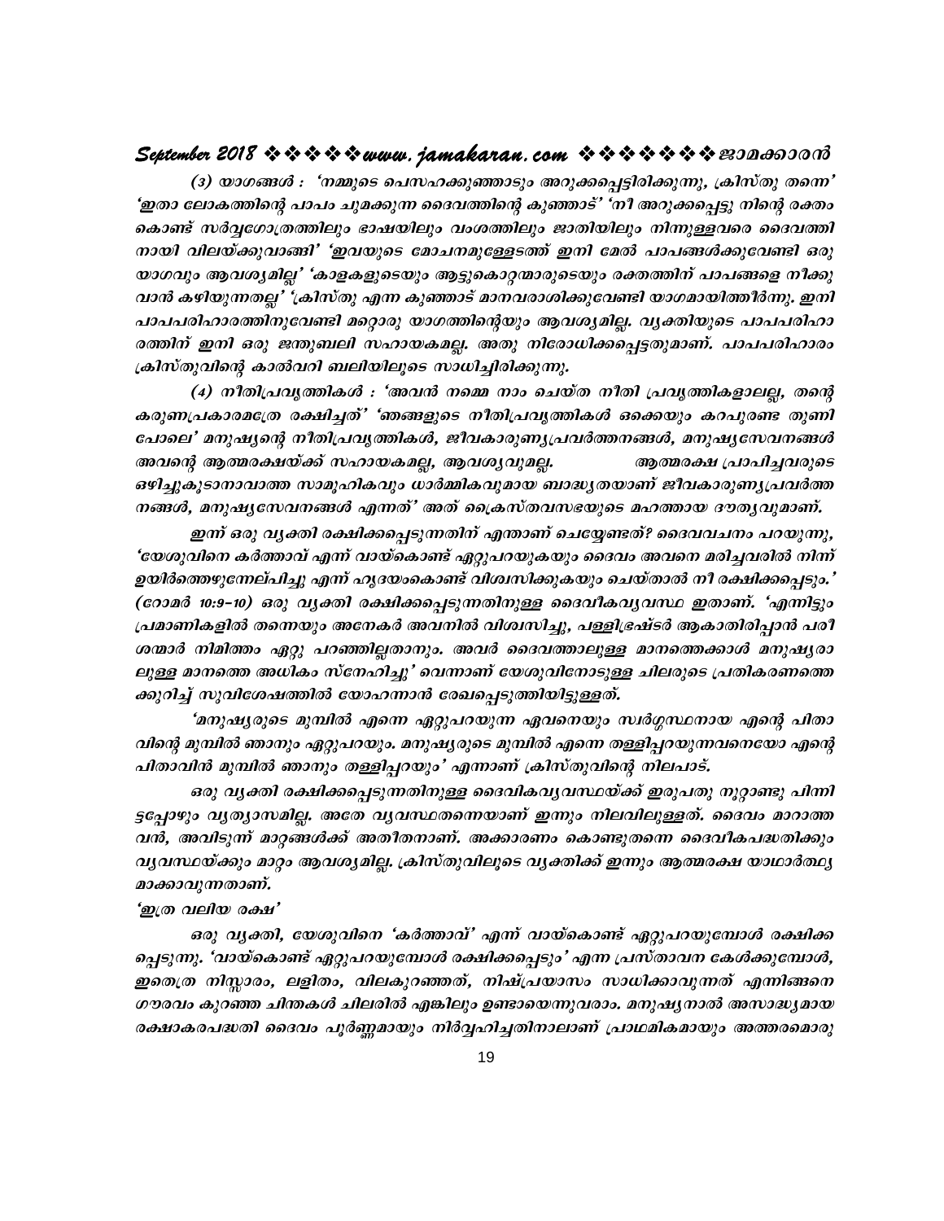*(3) യാഗങ്ങൾ : 'നമ്മുടെ പെസഹക്കുഞ്ഞാടും അറുക്കപ്പെട്ടിരിക്കുന്നു, ക്രിസ്തു തന്നെ' 'ഇതാ ലോകത്തിന്റെ പാപം ചുമക്കുന്ന ദൈവത്തിന്റെ കുഞ്ഞാട്' 'നീ അറുക്കപ്പെട്ടു നിന്റെ രക്തം കൊണ്ട് സർവ്വഗോത്രത്തിലും ഭാഷയിലും വംശത്തിലും ജാതിയിലും നിന്നുള്ളവരെ ദൈവത്തിനായി വിലയ്ക്കുവാങ്ങി' 'ഇവയുടെ മോചനമുള്ളേടത്ത് ഇനി മേൽ പാപങ്ങൾക്കുവേണ്ടി ഒരു യാഗവും ആവശ്യമില്ല' 'കാളകളുടെയും ആട്ടുകൊറ്റന്മാരുടെയും രക്തത്തിന് പാപങ്ങളെ നീക്കുവാൻ കഴിയുന്നതല്ല' 'ക്രിസ്തു എന്ന കുഞ്ഞാട് മാനവരാശിക്കുവേണ്ടി യാഗമായിത്തീർന്നു. ഇനി പാപപരിഹാരത്തിനുവേണ്ടി മറ്റൊരു യാഗത്തിന്റെയും ആവശ്യമില്ല. വ്യക്തിയുടെ പാപപരിഹാരത്തിന് ഇനി ഒരു ജന്തുബലി സഹായകമല്ല. അതു നിരോധിക്കപ്പെട്ടതുമാണ്. പാപപരിഹാരം ക്രിസ്തുവിന്റെ കാൽവറി ബലിയിലൂടെ സാധിച്ചിരിക്കുന്നു.*

*(4) നീതിപ്രവൃത്തികൾ : 'അവൻ നമ്മെ നാം ചെയ്ത നീതി പ്രവൃത്തികളാലല്ല, തന്റെ കരുണപ്രകാരമത്രേ രക്ഷിച്ചത്' 'ഞങ്ങളുടെ നീതിപ്രവൃത്തികൾ ഒക്കെയും കറപുരണ്ട തുണി പോലെ' മനുഷ്യന്റെ നീതിപ്രവൃത്തികൾ, ജീവകാരുണ്യപ്രവർത്തനങ്ങൾ, മനുഷ്യസേവനങ്ങൾ അവന്റെ ആത്മരക്ഷയ്ക്ക് സഹായകമല്ല, ആവശ്യവുമല്ല. ആത്മരക്ഷ പ്രാപിച്ചവരുടെ ഒഴിച്ചുകൂടാനാവാത്ത സാമൂഹികവും ധാർമ്മികവുമായ ബാദ്ധ്യതയാണ് ജീവകാരുണ്യപ്രവർത്തനങ്ങൾ, മനുഷ്യസേവനങ്ങൾ എന്നത്' അത് ക്രൈസ്തവസഭയുടെ മഹത്തായ ദൗത്യവുമാണ്.*

*ഇന്ന് ഒരു വ്യക്തി രക്ഷിക്കപ്പെടുന്നതിന് എന്താണ് ചെയ്യേണ്ടത്? ദൈവവചനം പറയുന്നു, 'യേശുവിനെ കർത്താവ് എന്ന് വായ്കൊണ്ട് ഏറ്റുപറയുകയും ദൈവം അവനെ മരിച്ചവരിൽ നിന്ന് ഉയിർത്തെഴുന്നേല്പിച്ചു എന്ന് ഹൃദയംകൊണ്ട് വിശ്വസിക്കുകയും ചെയ്താൽ നീ രക്ഷിക്കപ്പെടും.' (റോമർ 10:9-10) ഒരു വ്യക്തി രക്ഷിക്കപ്പെടുന്നതിനുള്ള ദൈവീകവ്യവസ്ഥ ഇതാണ്. 'എന്നിട്ടും പ്രമാണികളിൽ തന്നെയും അനേകർ അവനിൽ വിശ്വസിച്ചു, പള്ളിഭ്രഷ്ടർ ആകാതിരിപ്പാൻ പരീശന്മാർ നിമിത്തം ഏറ്റു പറഞ്ഞില്ലതാനും. അവർ ദൈവത്താലുള്ള മാനത്തെക്കാൾ മനുഷ്യരാലുള്ള മാനത്തെ അധികം സ്നേഹിച്ചു' വെന്നാണ് യേശുവിനോടുള്ള ചിലരുടെ പ്രതികരണത്തെക്കുറിച്ച് സുവിശേഷത്തിൽ യോഹന്നാൻ രേഖപ്പെടുത്തിയിട്ടുള്ളത്.*

*'മനുഷ്യരുടെ മുമ്പിൽ എന്നെ ഏറ്റുപറയുന്ന ഏവനെയും സ്വർഗ്ഗസ്ഥനായ എന്റെ പിതാവിന്റെ മുമ്പിൽ ഞാനും ഏറ്റുപറയും. മനുഷ്യരുടെ മുമ്പിൽ എന്നെ തള്ളിപ്പറയുന്നവനെയോ എന്റെ പിതാവിൻ മുമ്പിൽ ഞാനും തള്ളിപ്പറയും' എന്നാണ് ക്രിസ്തുവിന്റെ നിലപാട്.*

*ഒരു വ്യക്തി രക്ഷിക്കപ്പെടുന്നതിനുള്ള ദൈവികവ്യവസ്ഥയ്ക്ക് ഇരുപതു നൂറ്റാണ്ടു പിന്നിട്ടപ്പോഴും വ്യത്യാസമില്ല. അതേ വ്യവസ്ഥതന്നെയാണ് ഇന്നും നിലവിലുള്ളത്. ദൈവം മാറാത്തവൻ, അവിടുന്ന് മാറ്റങ്ങൾക്ക് അതീതനാണ്. അക്കാരണം കൊണ്ടുതന്നെ ദൈവീകപദ്ധതിക്കും വ്യവസ്ഥയ്ക്കും മാറ്റം ആവശ്യമില്ല. ക്രിസ്തുവിലൂടെ വ്യക്തിക്ക് ഇന്നും ആത്മരക്ഷ യാഥാർത്ഥ്യമാക്കാവുന്നതാണ്.*

***'ഇത്ര വലിയ രക്ഷ'***

*ഒരു വ്യക്തി, യേശുവിനെ 'കർത്താവ്' എന്ന് വായ്കൊണ്ട് ഏറ്റുപറയുമ്പോൾ രക്ഷിക്കപ്പെടുന്നു. 'വായ്കൊണ്ട് ഏറ്റുപറയുമ്പോൾ രക്ഷിക്കപ്പെടും' എന്ന പ്രസ്താവന കേൾക്കുമ്പോൾ, ഇതെത്ര നിസ്സാരം, ലളിതം, വിലകുറഞ്ഞത്, നിഷ്പ്രയാസം സാധിക്കാവുന്നത് എന്നിങ്ങനെ ഗൗരവം കുറഞ്ഞ ചിന്തകൾ ചിലരിൽ എങ്കിലും ഉണ്ടായെന്നുവരാം. മനുഷ്യനാൽ അസാദ്ധ്യമായ രക്ഷാകരപദ്ധതി ദൈവം പൂർണ്ണമായും നിർവ്വഹിച്ചതിനാലാണ് പ്രാഥമികമായും അത്തരമൊരു*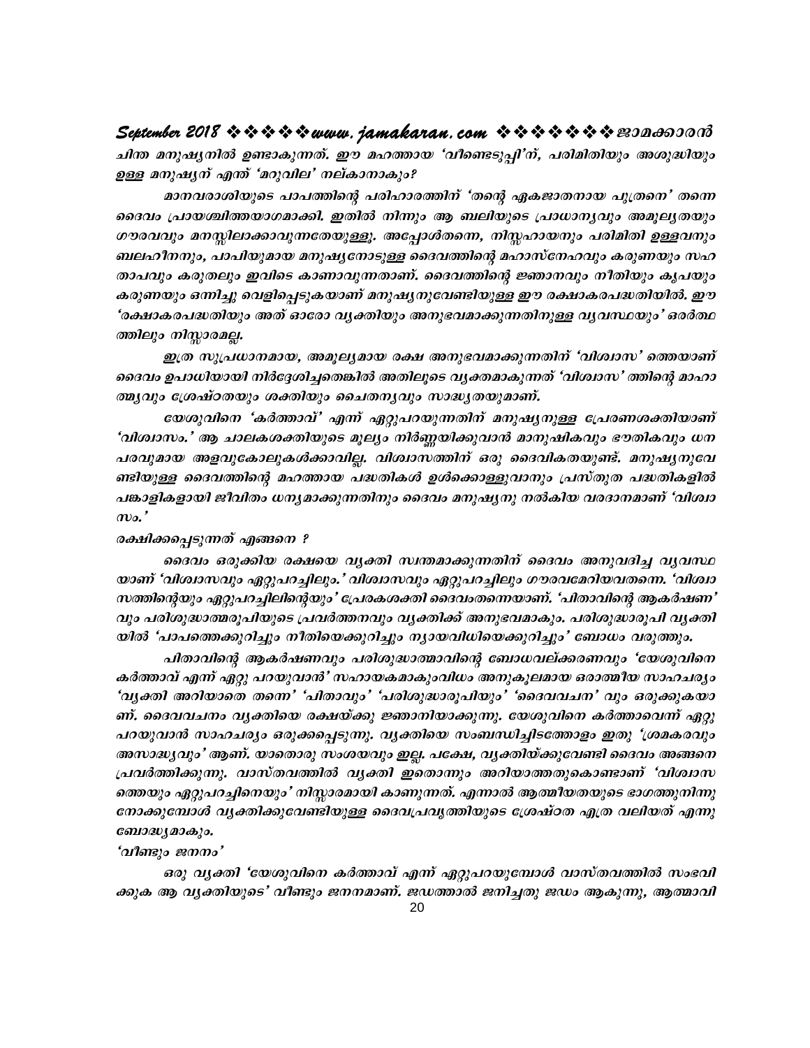ചിന്ത മനുഷ്യനിൽ ഉണ്ടാകുന്നത്. ഈ മഹത്തായ 'വീണ്ടെടുപ്പി'ന്, പരിമിതിയും അശുദ്ധിയും ഉള്ള മനുഷ്യന് എന്ത് 'മറുവില' നല്കാനാകും?

മാനവരാശിയുടെ പാപത്തിന്റെ പരിഹാരത്തിന് 'തന്റെ ഏകജാതനായ പുത്രനെ' തന്നെ ദൈവം പ്രായശ്ചിത്തയാഗമാക്കി. ഇതിൽ നിന്നും ആ ബലിയുടെ പ്രാധാന്യവും അമൂല്യതയും ഗൗരവവും മനസ്സിലാക്കാവുന്നതേയുള്ളു. അപ്പോൾതന്നെ, നിസ്സഹായനും പരിമിതി ഉള്ളവനും ബലഹീനനും, പാപിയുമായ മനുഷ്യനോടുള്ള ദൈവത്തിന്റെ മഹാസ്നേഹവും കരുണയും സഹതാപവും കരുതലും ഇവിടെ കാണാവുന്നതാണ്. ദൈവത്തിന്റെ ജ്ഞാനവും നീതിയും കൃപയും കരുണയും ഒന്നിച്ചു വെളിപ്പെടുകയാണ് മനുഷ്യനുവേണ്ടിയുള്ള ഈ രക്ഷാകരപദ്ധതിയിൽ. ഈ 'രക്ഷാകരപദ്ധതിയും അത് ഓരോ വ്യക്തിയും അനുഭവമാക്കുന്നതിനുള്ള വ്യവസ്ഥയും' ഒരർത്ഥത്തിലും നിസ്സാരമല്ല.

ഇത്ര സുപ്രധാനമായ, അമൂല്യമായ രക്ഷ അനുഭവമാക്കുന്നതിന് 'വിശ്വാസ' ത്തെയാണ് ദൈവം ഉപാധിയായി നിർദ്ദേശിച്ചതെങ്കിൽ അതിലൂടെ വ്യക്തമാകുന്നത് 'വിശ്വാസ' ത്തിന്റെ മാഹാത്മ്യവും ശ്രേഷ്ഠതയും ശക്തിയും ചൈതന്യവും സാദ്ധ്യതയുമാണ്.

യേശുവിനെ 'കർത്താവ്' എന്ന് ഏറ്റുപറയുന്നതിന് മനുഷ്യനുള്ള പ്രേരണശക്തിയാണ് 'വിശ്വാസം.' ആ ചാലകശക്തിയുടെ മൂല്യം നിർണ്ണയിക്കുവാൻ മാനുഷികവും ഭൗതികവും ധനപരവുമായ അളവുകോലുകൾക്കാവില്ല. വിശ്വാസത്തിന് ഒരു ദൈവികതയുണ്ട്. മനുഷ്യനുവേണ്ടിയുള്ള ദൈവത്തിന്റെ മഹത്തായ പദ്ധതികൾ ഉൾക്കൊള്ളുവാനും പ്രസ്തുത പദ്ധതികളിൽ പങ്കാളികളായി ജീവിതം ധന്യമാക്കുന്നതിനും ദൈവം മനുഷ്യനു നൽകിയ വരദാനമാണ് 'വിശ്വാസം.'

**രക്ഷിക്കപ്പെടുന്നത് എങ്ങനെ ?**

ദൈവം ഒരുക്കിയ രക്ഷയെ വ്യക്തി സ്വന്തമാക്കുന്നതിന് ദൈവം അനുവദിച്ച വ്യവസ്ഥയാണ് 'വിശ്വാസവും ഏറ്റുപറച്ചിലും.' വിശ്വാസവും ഏറ്റുപറച്ചിലും ഗൗരവമേറിയവതന്നെ. 'വിശ്വാസത്തിന്റെയും ഏറ്റുപറച്ചിലിന്റെയും' പ്രേരകശക്തി ദൈവംതന്നെയാണ്. 'പിതാവിന്റെ ആകർഷണ' വും പരിശുദ്ധാത്മരൂപിയുടെ പ്രവർത്തനവും വ്യക്തിക്ക് അനുഭവമാകും. പരിശുദ്ധാരൂപി വ്യക്തിയിൽ 'പാപത്തെക്കുറിച്ചും നീതിയെക്കുറിച്ചും ന്യായവിധിയെക്കുറിച്ചും' ബോധം വരുത്തും.

പിതാവിന്റെ ആകർഷണവും പരിശുദ്ധാത്മാവിന്റെ ബോധവല്ക്കരണവും 'യേശുവിനെ കർത്താവ് എന്ന് ഏറ്റു പറയുവാൻ' സഹായകമാകുംവിധം അനുകൂലമായ ഒരാത്മീയ സാഹചര്യം 'വ്യക്തി അറിയാതെ തന്നെ' 'പിതാവും' 'പരിശുദ്ധാരൂപിയും' 'ദൈവവചന' വും ഒരുക്കുകയാണ്. ദൈവവചനം വ്യക്തിയെ രക്ഷയ്ക്കു ജ്ഞാനിയാക്കുന്നു. യേശുവിനെ കർത്താവെന്ന് ഏറ്റു പറയുവാൻ സാഹചര്യം ഒരുക്കപ്പെടുന്നു. വ്യക്തിയെ സംബന്ധിച്ചിടത്തോളം ഇതു 'ശ്രമകരവും അസാദ്ധ്യവും' ആണ്. യാതൊരു സംശയവും ഇല്ല. പക്ഷേ, വ്യക്തിയ്ക്കുവേണ്ടി ദൈവം അങ്ങനെ പ്രവർത്തിക്കുന്നു. വാസ്തവത്തിൽ വ്യക്തി ഇതൊന്നും അറിയാത്തതുകൊണ്ടാണ് 'വിശ്വാസത്തെയും ഏറ്റുപറച്ചിനെയും' നിസ്സാരമായി കാണുന്നത്. എന്നാൽ ആത്മീയതയുടെ ഭാഗത്തുനിന്നു നോക്കുമ്പോൾ വ്യക്തിക്കുവേണ്ടിയുള്ള ദൈവപ്രവൃത്തിയുടെ ശ്രേഷ്ഠത എത്ര വലിയത് എന്നു ബോദ്ധ്യമാകും.

**'വീണ്ടും ജനനം'**

ഒരു വ്യക്തി 'യേശുവിനെ കർത്താവ് എന്ന് ഏറ്റുപറയുമ്പോൾ വാസ്തവത്തിൽ സംഭവിക്കുക ആ വ്യക്തിയുടെ' വീണ്ടും ജനനമാണ്. ജഡത്താൽ ജനിച്ചതു ജഡം ആകുന്നു, ആത്മാവി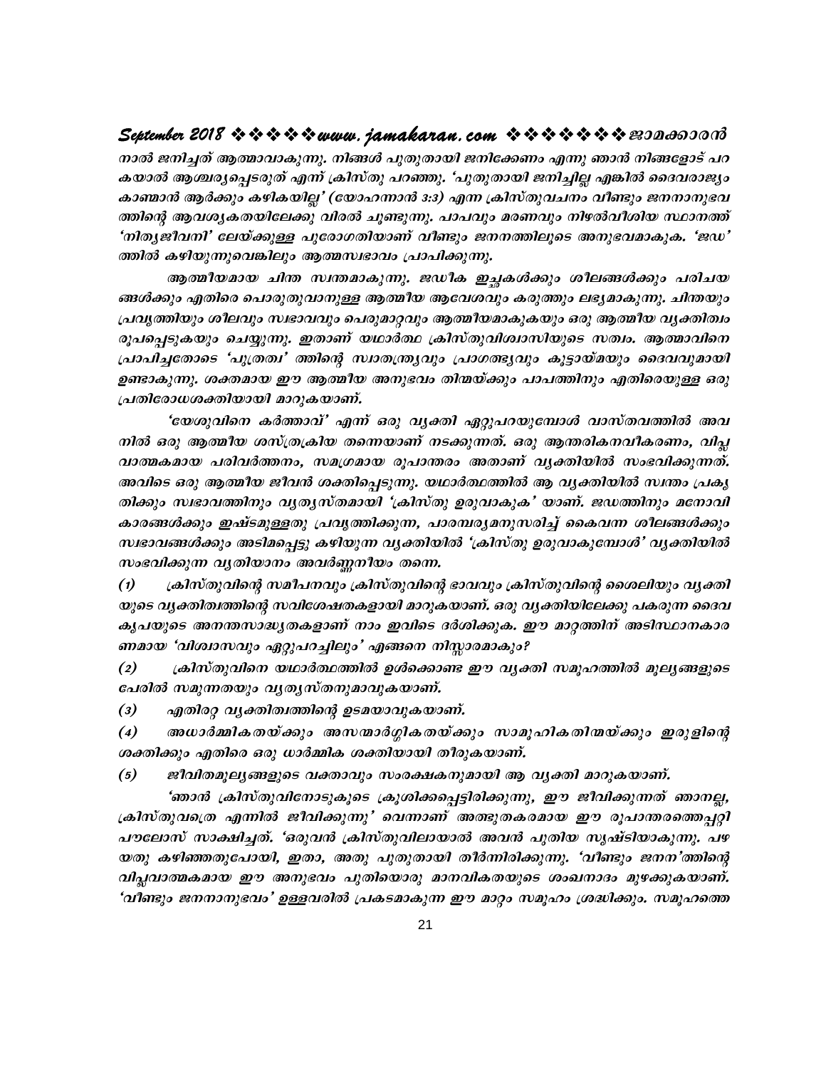*നാൽ ജനിച്ചത് ആത്മാവാകുന്നു. നിങ്ങൾ പുതുതായി ജനിക്കേണം എന്നു ഞാൻ നിങ്ങളോട് പറകയാൽ ആശ്ചര്യപ്പെടരുത് എന്ന് ക്രിസ്തു പറഞ്ഞു. 'പുതുതായി ജനിച്ചില്ല എങ്കിൽ ദൈവരാജ്യം കാണ്മാൻ ആർക്കും കഴികയില്ല' (യോഹന്നാൻ 3:3) എന്ന ക്രിസ്തുവചനം വീണ്ടും ജനനാനുഭവത്തിന്റെ ആവശ്യകതയിലേക്കു വിരൽ ചൂണ്ടുന്നു. പാപവും മരണവും നിഴൽവീശിയ സ്ഥാനത്ത് 'നിത്യജീവനി' ലേയ്ക്കുള്ള പുരോഗതിയാണ് വീണ്ടും ജനനത്തിലൂടെ അനുഭവമാകുക. 'ജഡ' ത്തിൽ കഴിയുന്നുവെങ്കിലും ആത്മസ്വഭാവം പ്രാപിക്കുന്നു.*

*ആത്മീയമായ ചിന്ത സ്വന്തമാകുന്നു. ജഡീക ഇച്ഛകൾക്കും ശീലങ്ങൾക്കും പരിചയങ്ങൾക്കും എതിരെ പൊരുതുവാനുള്ള ആത്മീയ ആവേശവും കരുത്തും ലഭ്യമാകുന്നു. ചിന്തയും പ്രവൃത്തിയും ശീലവും സ്വഭാവവും പെരുമാറ്റവും ആത്മീയമാകുകയും ഒരു ആത്മീയ വ്യക്തിത്വം രൂപപ്പെടുകയും ചെയ്യുന്നു. ഇതാണ് യഥാർത്ഥ ക്രിസ്തുവിശ്വാസിയുടെ സത്വം. ആത്മാവിനെ പ്രാപിച്ചതോടെ 'പുത്രത്വ' ത്തിന്റെ സ്വാതന്ത്ര്യവും പ്രാഗത്ഭ്യവും കൂട്ടായ്മയും ദൈവവുമായി ഉണ്ടാകുന്നു. ശക്തമായ ഈ ആത്മീയ അനുഭവം തിന്മയ്ക്കും പാപത്തിനും എതിരെയുള്ള ഒരു പ്രതിരോധശക്തിയായി മാറുകയാണ്.*

*'യേശുവിനെ കർത്താവ്' എന്ന് ഒരു വ്യക്തി ഏറ്റുപറയുമ്പോൾ വാസ്തവത്തിൽ അവനിൽ ഒരു ആത്മീയ ശസ്ത്രക്രിയ തന്നെയാണ് നടക്കുന്നത്. ഒരു ആന്തരികനവീകരണം, വിപ്ലവാത്മകമായ പരിവർത്തനം, സമഗ്രമായ രൂപാന്തരം അതാണ് വ്യക്തിയിൽ സംഭവിക്കുന്നത്. അവിടെ ഒരു ആത്മീയ ജീവൻ ശക്തിപ്പെടുന്നു. യഥാർത്ഥത്തിൽ ആ വ്യക്തിയിൽ സ്വന്തം പ്രകൃതിക്കും സ്വഭാവത്തിനും വ്യത്യസ്തമായി 'ക്രിസ്തു ഉരുവാകുക' യാണ്. ജഡത്തിനും മനോവികാരങ്ങൾക്കും ഇഷ്ടമുള്ളതു പ്രവൃത്തിക്കുന്ന, പാരമ്പര്യമനുസരിച്ച് കൈവന്ന ശീലങ്ങൾക്കും സ്വഭാവങ്ങൾക്കും അടിമപ്പെട്ടു കഴിയുന്ന വ്യക്തിയിൽ 'ക്രിസ്തു ഉരുവാകുമ്പോൾ' വ്യക്തിയിൽ സംഭവിക്കുന്ന വ്യതിയാനം അവർണ്ണനീയം തന്നെ.*

*(1) ക്രിസ്തുവിന്റെ സമീപനവും ക്രിസ്തുവിന്റെ ഭാവവും ക്രിസ്തുവിന്റെ ശൈലിയും വ്യക്തിയുടെ വ്യക്തിത്വത്തിന്റെ സവിശേഷതകളായി മാറുകയാണ്. ഒരു വ്യക്തിയിലേക്കു പകരുന്ന ദൈവകൃപയുടെ അനന്തസാദ്ധ്യതകളാണ് നാം ഇവിടെ ദർശിക്കുക. ഈ മാറ്റത്തിന് അടിസ്ഥാനകാരണമായ 'വിശ്വാസവും ഏറ്റുപറച്ചിലും' എങ്ങനെ നിസ്സാരമാകും?*

*(2) ക്രിസ്തുവിനെ യഥാർത്ഥത്തിൽ ഉൾക്കൊണ്ട ഈ വ്യക്തി സമൂഹത്തിൽ മൂല്യങ്ങളുടെ പേരിൽ സമുന്നതയും വ്യത്യസ്തനുമാവുകയാണ്.*

*(3) എതിരറ്റ വ്യക്തിത്വത്തിന്റെ ഉടമയാവുകയാണ്.*

*(4) അധാർമ്മികതയ്ക്കും അസന്മാർഗ്ഗികതയ്ക്കും സാമൂഹികതിന്മയ്ക്കും ഇരുളിന്റെ ശക്തിക്കും എതിരെ ഒരു ധാർമ്മിക ശക്തിയായി തീരുകയാണ്.*

*(5) ജീവിതമൂല്യങ്ങളുടെ വക്താവും സംരക്ഷകനുമായി ആ വ്യക്തി മാറുകയാണ്.*

*'ഞാൻ ക്രിസ്തുവിനോടുകൂടെ ക്രൂശിക്കപ്പെട്ടിരിക്കുന്നു, ഈ ജീവിക്കുന്നത് ഞാനല്ല, ക്രിസ്തുവത്രെ എന്നിൽ ജീവിക്കുന്നു' വെന്നാണ് അത്ഭുതകരമായ ഈ രൂപാന്തരത്തെപ്പറ്റി പൗലോസ് സാക്ഷിച്ചത്. 'ഒരുവൻ ക്രിസ്തുവിലായാൽ അവൻ പുതിയ സൃഷ്ടിയാകുന്നു. പഴയതു കഴിഞ്ഞുപോയി, ഇതാ, അതു പുതുതായി തീർന്നിരിക്കുന്നു. 'വീണ്ടും ജനന'ത്തിന്റെ വിപ്ലവാത്മകമായ ഈ അനുഭവം പുതിയൊരു മാനവികതയുടെ ശംഖനാദം മുഴക്കുകയാണ്. 'വീണ്ടും ജനനാനുഭവം' ഉള്ളവരിൽ പ്രകടമാകുന്ന ഈ മാറ്റം സമൂഹം ശ്രദ്ധിക്കും. സമൂഹത്തെ*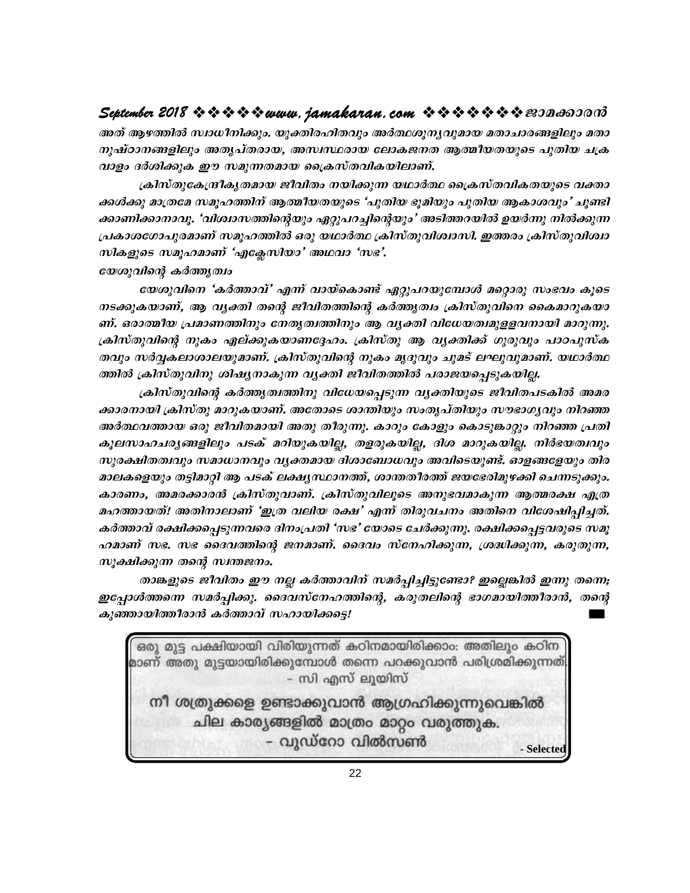*അത് ആഴത്തിൽ സ്വാധീനിക്കും. യുക്തിരഹിതവും അർത്ഥശൂന്യവുമായ മതാചാരങ്ങളിലും മതാനുഷ്ഠാനങ്ങളിലും അതൃപ്തരായ, അസ്വസ്ഥരായ ലോകജനത ആത്മീയതയുടെ പുതിയ ചക്രവാളം ദർശിക്കുക ഈ സമുന്നതമായ ക്രൈസ്തവികയിലാണ്.*

*ക്രിസ്തുകേന്ദ്രീകൃതമായ ജീവിതം നയിക്കുന്ന യഥാർത്ഥ ക്രൈസ്തവികതയുടെ വക്താക്കൾക്കു മാത്രമേ സമൂഹത്തിന് ആത്മീയതയുടെ 'പുതിയ ഭൂമിയും പുതിയ ആകാശവും' ചൂണ്ടിക്കാണിക്കാനാവൂ. 'വിശ്വാസത്തിന്റെയും ഏറ്റുപറച്ചിന്റെയും' അടിത്തറയിൽ ഉയർന്നു നിൽക്കുന്ന പ്രകാശഗോപുരമാണ് സമൂഹത്തിൽ ഒരു യഥാർത്ഥ ക്രിസ്തുവിശ്വാസി. ഇത്തരം ക്രിസ്തുവിശ്വാസികളുടെ സമൂഹമാണ് 'എക്ലേസിയാ' അഥവാ 'സഭ'.*

### *യേശുവിന്റെ കർത്തൃത്വം*

*യേശുവിനെ 'കർത്താവ്' എന്ന് വായ്കൊണ്ട് ഏറ്റുപറയുമ്പോൾ മറ്റൊരു സംഭവം കൂടെ നടക്കുകയാണ്, ആ വ്യക്തി തന്റെ ജീവിതത്തിന്റെ കർത്തൃത്വം ക്രിസ്തുവിനെ കൈമാറുകയാണ്. ഒരാത്മീയ പ്രമാണത്തിനും നേതൃത്വത്തിനും ആ വ്യക്തി വിധേയത്വമുള്ളവനായി മാറുന്നു. ക്രിസ്തുവിന്റെ നുകം ഏല്ക്കുകയാണദ്ദേഹം. ക്രിസ്തു ആ വ്യക്തിക്ക് ഗുരുവും പാഠപുസ്കതവും സർവ്വകലാശാലയുമാണ്. ക്രിസ്തുവിന്റെ നുകം മൃദുവും ചുമട് ലഘുവുമാണ്. യഥാർത്ഥത്തിൽ ക്രിസ്തുവിനു ശിഷ്യനാകുന്ന വ്യക്തി ജീവിതത്തിൽ പരാജയപ്പെടുകയില്ല.*

*ക്രിസ്തുവിന്റെ കർത്തൃത്വത്തിനു വിധേയപ്പെടുന്ന വ്യക്തിയുടെ ജീവിതപടകിൽ അമരക്കാരനായി ക്രിസ്തു മാറുകയാണ്. അതോടെ ശാന്തിയും സംതൃപ്തിയും സൗഭാഗ്യവും നിറഞ്ഞ അർത്ഥവത്തായ ഒരു ജീവിതമായി അതു തീരുന്നു. കാറും കോളും കൊടുങ്കാറ്റും നിറഞ്ഞ പ്രതികൂലസാഹചര്യങ്ങളിലും പടക് മറിയുകയില്ല, തളരുകയില്ല, ദിശ മാറുകയില്ല. നിർഭയത്വവും സുരക്ഷിതത്വവും സമാധാനവും വ്യക്തമായ ദിശാബോധവും അവിടെയുണ്ട്. ഓളങ്ങളേയും തിരമാലകളെയും തട്ടിമാറ്റി ആ പടക് ലക്ഷ്യസ്ഥാനത്ത്, ശാന്തതീരത്ത് ജയഭേരിമുഴക്കി ചെന്നടുക്കും. കാരണം, അമരക്കാരൻ ക്രിസ്തുവാണ്. ക്രിസ്തുവിലൂടെ അനുഭവമാകുന്ന ആത്മരക്ഷ എത്ര മഹത്തായത്! അതിനാലാണ് 'ഇത്ര വലിയ രക്ഷ' എന്ന് തിരുവചനം അതിനെ വിശേഷിപ്പിച്ചത്. കർത്താവ് രക്ഷിക്കപ്പെടുന്നവരെ ദിനംപ്രതി 'സഭ' യോടെ ചേർക്കുന്നു. രക്ഷിക്കപ്പെട്ടവരുടെ സമൂഹമാണ് സഭ. സഭ ദൈവത്തിന്റെ ജനമാണ്. ദൈവം സ്നേഹിക്കുന്ന, ശ്രദ്ധിക്കുന്ന, കരുതുന്ന, സൂക്ഷിക്കുന്ന തന്റെ സ്വന്തജനം.*

*താങ്കളുടെ ജീവിതം ഈ നല്ല കർത്താവിന് സമർപ്പിച്ചിട്ടുണ്ടോ? ഇല്ലെങ്കിൽ ഇന്നു തന്നെ; ഇപ്പോൾത്തന്നെ സമർപ്പിക്കു. ദൈവസ്നേഹത്തിന്റെ, കരുതലിന്റെ ഭാഗമായിത്തീരാൻ, തന്റെ കുഞ്ഞായിത്തീരാൻ കർത്താവ് സഹായിക്കട്ടെ!*

ഒരു മുട്ട പക്ഷിയായി വിരിയുന്നത് കഠിനമായിരിക്കാം: അതിലും കഠിനമാണ് അതു മുട്ടയായിരിക്കുമ്പോൾ തന്നെ പറക്കുവാൻ പരിശ്രമിക്കുന്നത്.
- സി എസ് ലൂയിസ്

**നീ ശത്രുക്കളെ ഉണ്ടാക്കുവാൻ ആഗ്രഹിക്കുന്നുവെങ്കിൽ ചില കാര്യങ്ങളിൽ മാത്രം മാറ്റം വരുത്തുക.**
**- വുഡ്റോ വിൽസൺ**

- Selected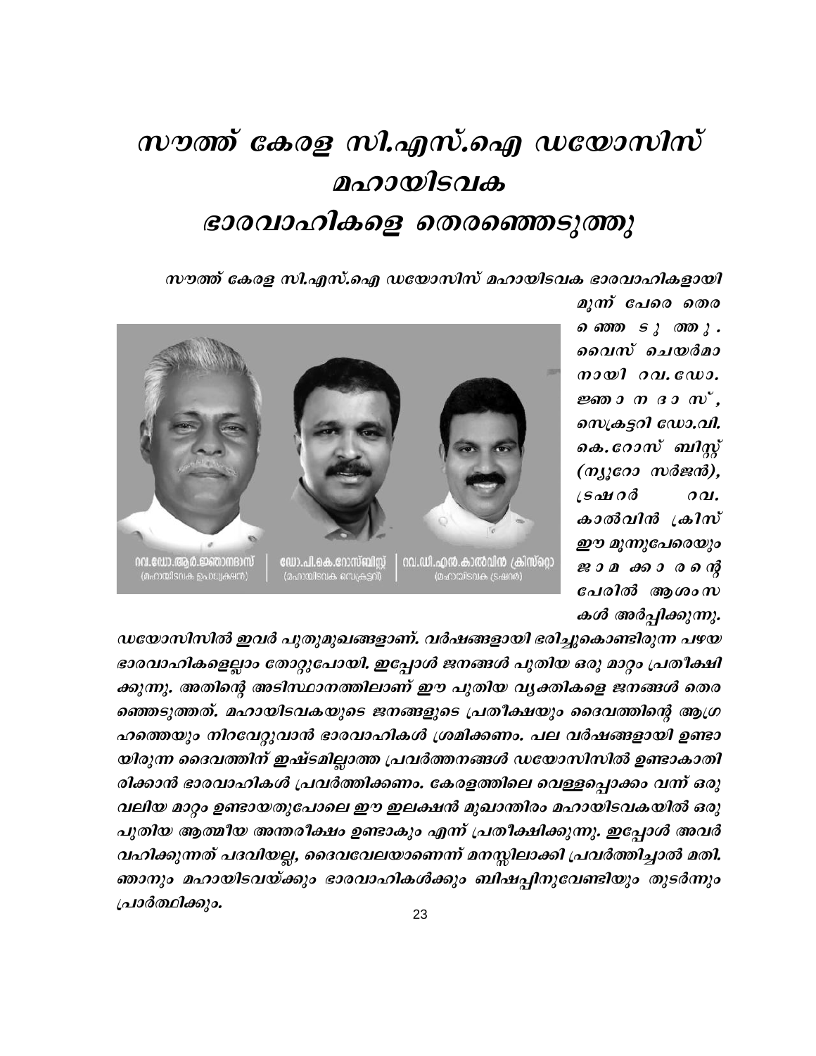# സൗത്ത് കേരള സി.എസ്.ഐ ഡയോസിസ് മഹായിടവക ഭാരവാഹികളെ തെരഞ്ഞെടുത്തു

റവ.ഡോ.ആർ.ജ്ഞാനദാസ് (മഹായിടവക ഉപാധ്യക്ഷൻ) | ഡോ.പി.കെ.റോസ്ബിസ്റ്റ് (മഹായിടവക സെക്രട്ടറി) | റവ.ഡി.എൻ.കാൽവിൻ ക്രിസ്റ്റൊ (മഹായിടവക ട്രഷറർ)

*സൗത്ത് കേരള സി.എസ്.ഐ ഡയോസിസ് മഹായിടവക ഭാരവാഹികളായി മൂന്ന് പേരെ തെരഞ്ഞെടുത്തു. വൈസ് ചെയർമാനായി റവ.ഡോ. ജ്ഞാനദാസ്, സെക്രട്ടറി ഡോ.വി.കെ.റോസ് ബിസ്റ്റ് (ന്യൂറോ സർജൻ), ട്രഷറർ റവ. കാൽവിൻ ക്രിസ് ഈ മൂന്നുപേരെയും ജാമക്കാരന്റെ പേരിൽ ആശംസകൾ അർപ്പിക്കുന്നു.*

*ഡയോസിസിൽ ഇവർ പുതുമുഖങ്ങളാണ്. വർഷങ്ങളായി ഭരിച്ചുകൊണ്ടിരുന്ന പഴയ ഭാരവാഹികളെല്ലാം തോറ്റുപോയി. ഇപ്പോൾ ജനങ്ങൾ പുതിയ ഒരു മാറ്റം പ്രതീക്ഷിക്കുന്നു. അതിന്റെ അടിസ്ഥാനത്തിലാണ് ഈ പുതിയ വ്യക്തികളെ ജനങ്ങൾ തെരഞ്ഞെടുത്തത്. മഹായിടവകയുടെ ജനങ്ങളുടെ പ്രതീക്ഷയും ദൈവത്തിന്റെ ആഗ്രഹത്തെയും നിറവേറ്റുവാൻ ഭാരവാഹികൾ ശ്രമിക്കണം. പല വർഷങ്ങളായി ഉണ്ടായിരുന്ന ദൈവത്തിന് ഇഷ്ടമില്ലാത്ത പ്രവർത്തനങ്ങൾ ഡയോസിസിൽ ഉണ്ടാകാതിരിക്കാൻ ഭാരവാഹികൾ പ്രവർത്തിക്കണം. കേരളത്തിലെ വെള്ളപ്പൊക്കം വന്ന് ഒരു വലിയ മാറ്റം ഉണ്ടായതുപോലെ ഈ ഇലക്ഷൻ മുഖാന്തിരം മഹായിടവകയിൽ ഒരു പുതിയ ആത്മീയ അന്തരീക്ഷം ഉണ്ടാകും എന്ന് പ്രതീക്ഷിക്കുന്നു. ഇപ്പോൾ അവർ വഹിക്കുന്നത് പദവിയല്ല, ദൈവവേലയാണെന്ന് മനസ്സിലാക്കി പ്രവർത്തിച്ചാൽ മതി. ഞാനും മഹായിടവയ്ക്കും ഭാരവാഹികൾക്കും ബിഷപ്പിനുവേണ്ടിയും തുടർന്നും പ്രാർത്ഥിക്കും.*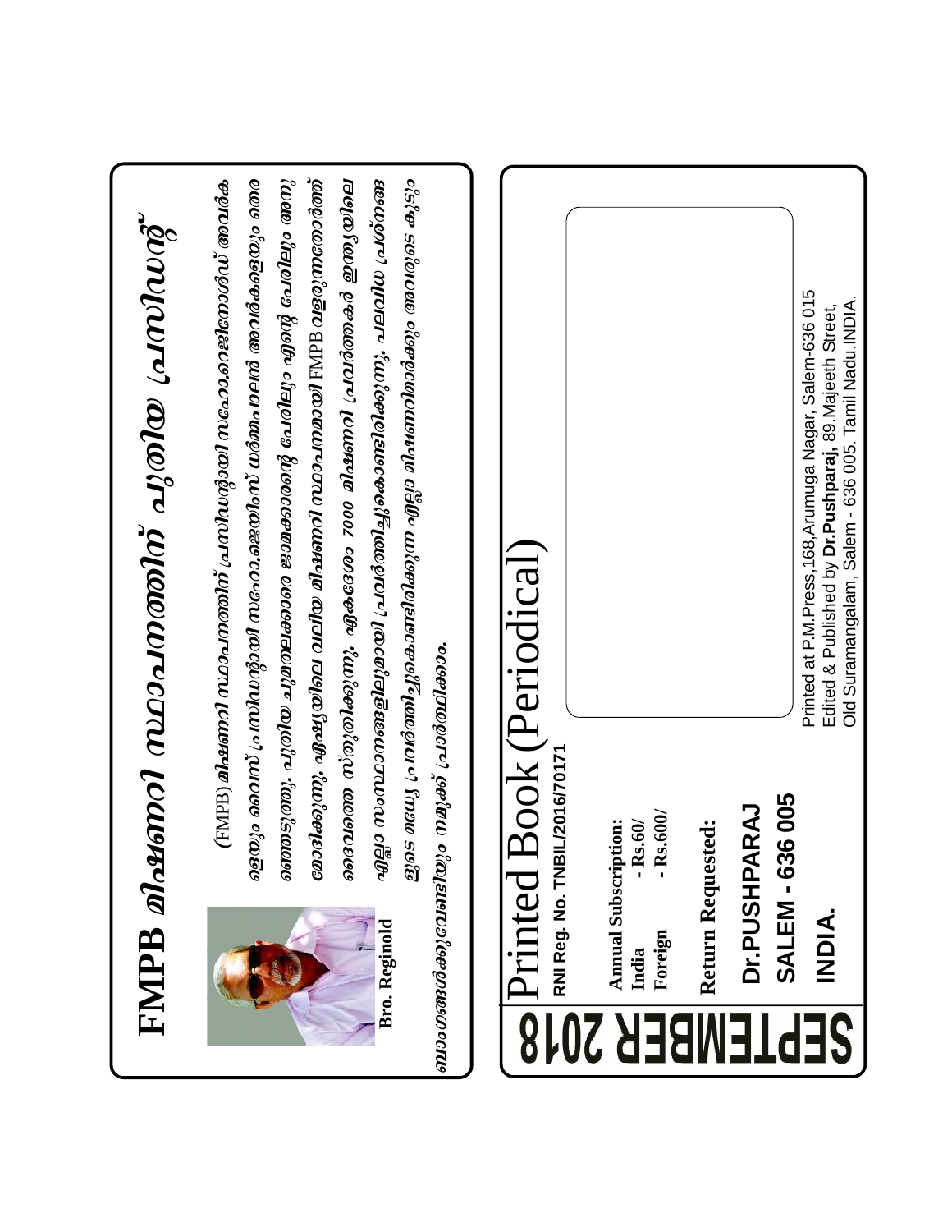# FMPB മിഷനറി സ്ഥാപനത്തിന് പുതിയ പ്രസിഡന്റ്

Bro. Reginold

(FMPB) മിഷനറി സ്ഥാപനത്തിന് പ്രസിഡന്റായി സഹോ.രെജിനോൾഡ് അവർകളെയും വൈസ് പ്രസിഡന്റായി സഹോ.ജെയിംസ് ധർമ്മപാലൻ അവർകളെയും തെരഞ്ഞെടുത്തു. പുതിയ ചുമതലക്കാരെ ദൈവം ജോസഫിനെയും ഫിലിപ്പോസിനെയും പോലെ ഉയർത്താൻ പ്രാർത്ഥിക്കുക. ഫിലിപ്പിയയിലെ വലിയ മിഷനറി സ്ഥാപനമായി FMPB വളരുന്നതോടൊപ്പം ദൈവത്തെ സ്തുതിക്കുന്നു. ഏകദേശം 7000 മിഷനറി പ്രവർത്തകർ ഇന്ത്യയിലെ ഏകദേശം സംസ്ഥാനങ്ങളിലായി പ്രവർത്തിച്ചുകൊണ്ടിരിക്കുന്നു. പലവിധ പ്രശ്നങ്ങളിലൂടെ കടന്നുപോകുന്ന മിഷനറിമാർക്കും അവരുടെ കുടുംബാംഗങ്ങൾക്കും വേണ്ടിയും നമുക്ക് പ്രാർത്ഥിക്കാം.

---

SEPTEMBER 2018

# Printed Book (Periodical)

RNI Reg. No. TNBIL/2016/70171

**Annual Subscription:**
India - Rs.60/
Foreign - Rs.600/

**Return Requested:**

**Dr.PUSHPARAJ**
**SALEM - 636 005**
**INDIA.**

Printed at P.M.Press,168,Arumuga Nagar, Salem-636 015
Edited & Published by **Dr.Pushparaj,** 89.Majeeth Street,
Old Suramangalam, Salem - 636 005. Tamil Nadu.INDIA.